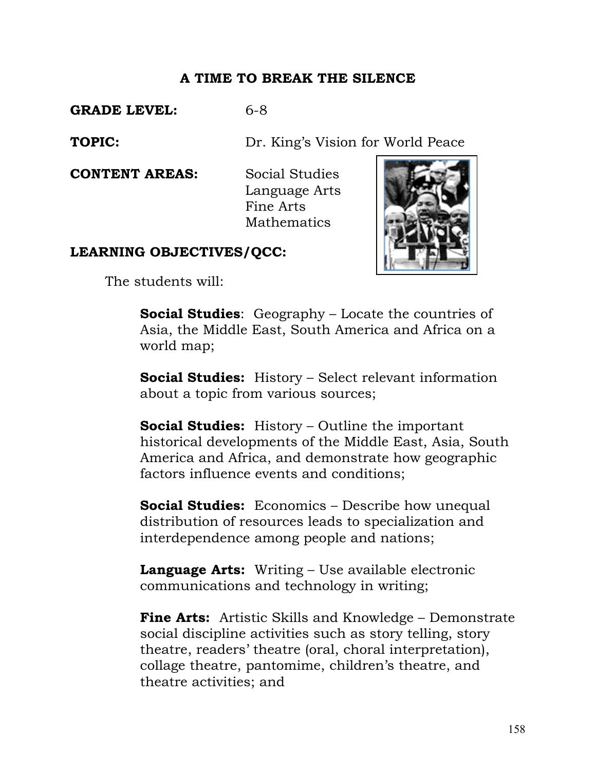# A TIME TO BREAK THE SILENCE

**GRADE LEVEL:** 6-8

**TOPIC:** Dr. King's Vision for World Peace

**CONTENT AREAS:** Social Studies
Language Arts
Fine Arts
Mathematics

**LEARNING OBJECTIVES/QCC:**

The students will:

**Social Studies**: Geography – Locate the countries of Asia, the Middle East, South America and Africa on a world map;

**Social Studies:** History – Select relevant information about a topic from various sources;

**Social Studies:** History – Outline the important historical developments of the Middle East, Asia, South America and Africa, and demonstrate how geographic factors influence events and conditions;

**Social Studies:** Economics – Describe how unequal distribution of resources leads to specialization and interdependence among people and nations;

**Language Arts:** Writing – Use available electronic communications and technology in writing;

**Fine Arts:** Artistic Skills and Knowledge – Demonstrate social discipline activities such as story telling, story theatre, readers' theatre (oral, choral interpretation), collage theatre, pantomime, children's theatre, and theatre activities; and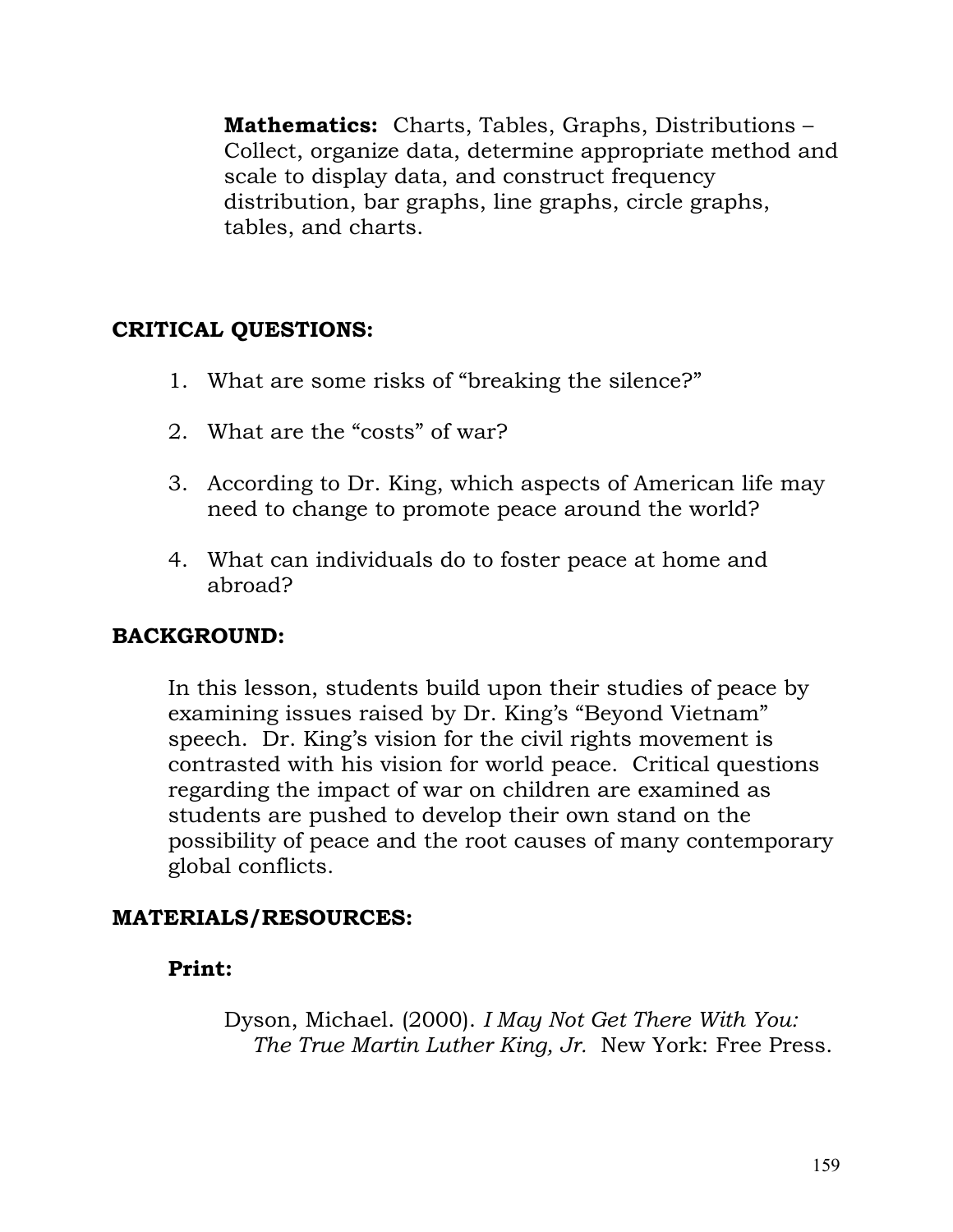**Mathematics:** Charts, Tables, Graphs, Distributions – Collect, organize data, determine appropriate method and scale to display data, and construct frequency distribution, bar graphs, line graphs, circle graphs, tables, and charts.

## CRITICAL QUESTIONS:

1. What are some risks of "breaking the silence?"
2. What are the "costs" of war?
3. According to Dr. King, which aspects of American life may need to change to promote peace around the world?
4. What can individuals do to foster peace at home and abroad?

## BACKGROUND:

In this lesson, students build upon their studies of peace by examining issues raised by Dr. King's "Beyond Vietnam" speech. Dr. King's vision for the civil rights movement is contrasted with his vision for world peace. Critical questions regarding the impact of war on children are examined as students are pushed to develop their own stand on the possibility of peace and the root causes of many contemporary global conflicts.

## MATERIALS/RESOURCES:

### Print:

Dyson, Michael. (2000). *I May Not Get There With You: The True Martin Luther King, Jr.* New York: Free Press.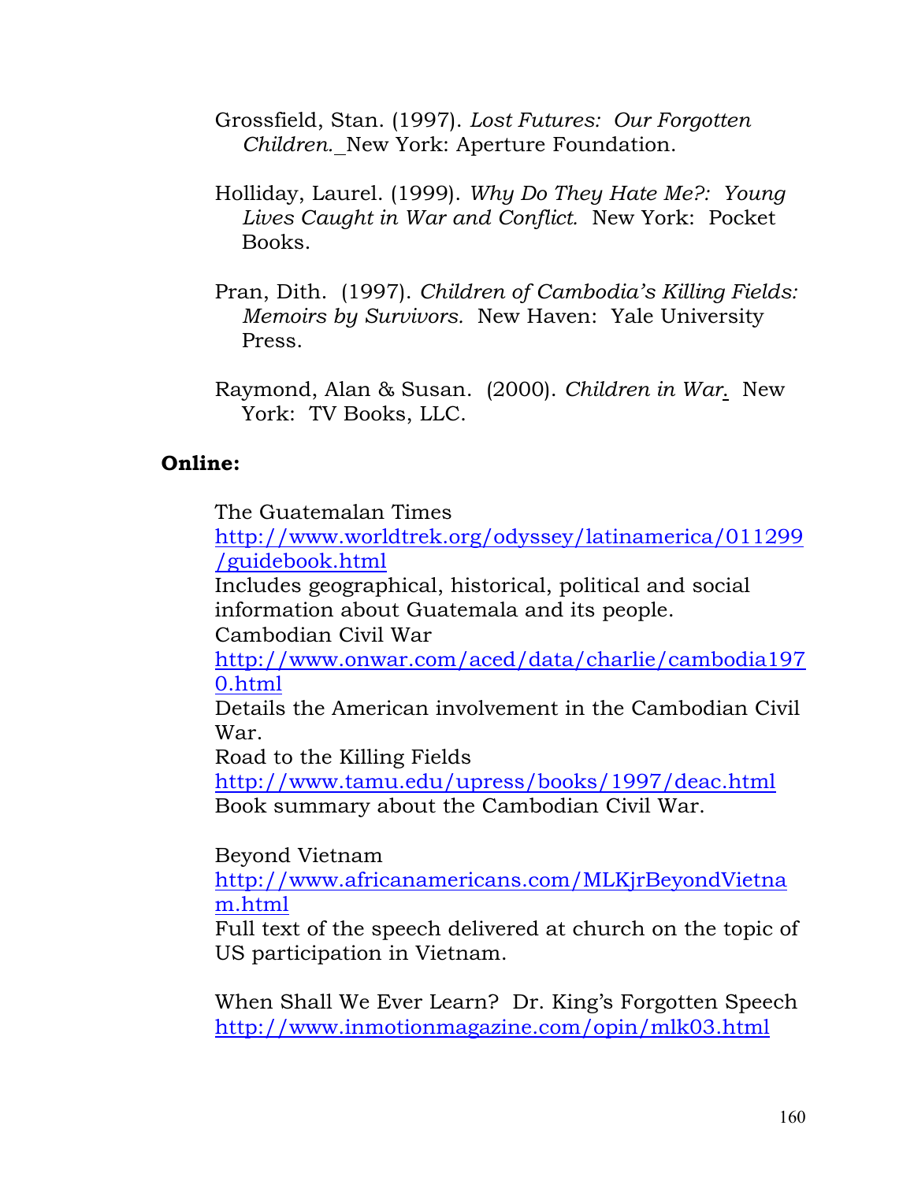Grossfield, Stan. (1997). *Lost Futures: Our Forgotten Children.* New York: Aperture Foundation.

Holliday, Laurel. (1999). *Why Do They Hate Me?: Young Lives Caught in War and Conflict.* New York: Pocket Books.

Pran, Dith. (1997). *Children of Cambodia's Killing Fields: Memoirs by Survivors.* New Haven: Yale University Press.

Raymond, Alan & Susan. (2000). *Children in War.* New York: TV Books, LLC.

**Online:**

The Guatemalan Times
http://www.worldtrek.org/odyssey/latinamerica/011299/guidebook.html
Includes geographical, historical, political and social information about Guatemala and its people.

Cambodian Civil War
http://www.onwar.com/aced/data/charlie/cambodia1970.html
Details the American involvement in the Cambodian Civil War.

Road to the Killing Fields
http://www.tamu.edu/upress/books/1997/deac.html
Book summary about the Cambodian Civil War.

Beyond Vietnam
http://www.africanamericans.com/MLKjrBeyondVietnam.html
Full text of the speech delivered at church on the topic of US participation in Vietnam.

When Shall We Ever Learn? Dr. King's Forgotten Speech
http://www.inmotionmagazine.com/opin/mlk03.html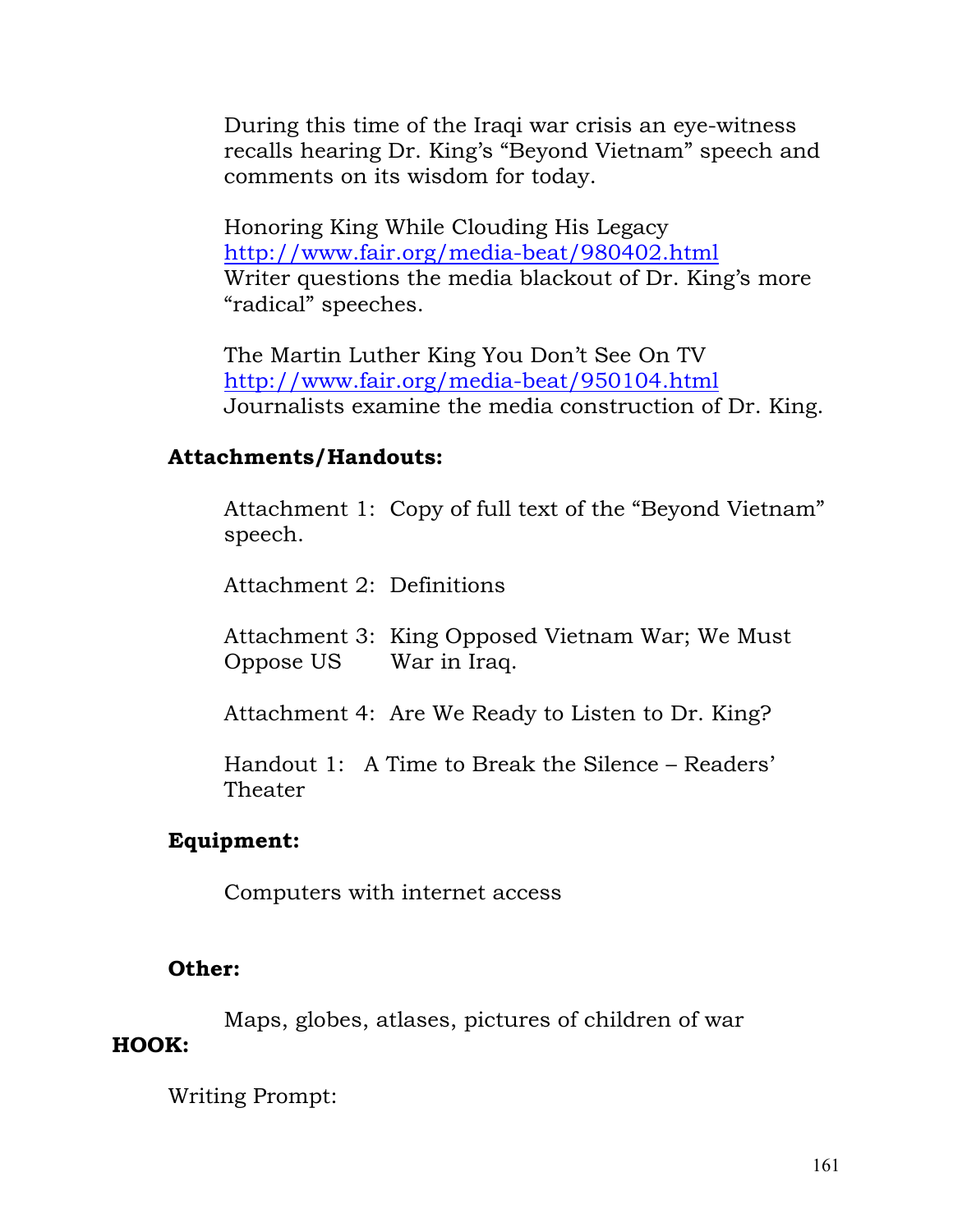During this time of the Iraqi war crisis an eye-witness recalls hearing Dr. King's "Beyond Vietnam" speech and comments on its wisdom for today.

Honoring King While Clouding His Legacy
http://www.fair.org/media-beat/980402.html
Writer questions the media blackout of Dr. King's more "radical" speeches.

The Martin Luther King You Don't See On TV
http://www.fair.org/media-beat/950104.html
Journalists examine the media construction of Dr. King.

**Attachments/Handouts:**

Attachment 1: Copy of full text of the "Beyond Vietnam" speech.

Attachment 2: Definitions

Attachment 3: King Opposed Vietnam War; We Must Oppose US War in Iraq.

Attachment 4: Are We Ready to Listen to Dr. King?

Handout 1: A Time to Break the Silence – Readers' Theater

**Equipment:**

Computers with internet access

**Other:**

Maps, globes, atlases, pictures of children of war

**HOOK:**

Writing Prompt: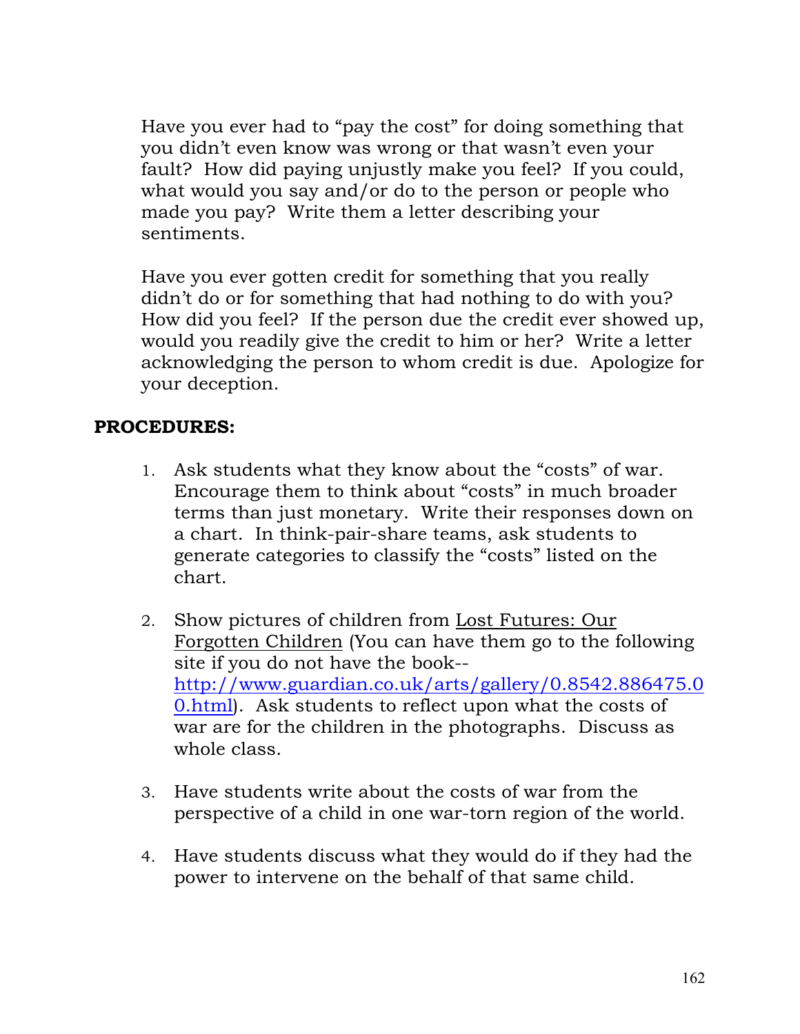Have you ever had to "pay the cost" for doing something that you didn't even know was wrong or that wasn't even your fault? How did paying unjustly make you feel? If you could, what would you say and/or do to the person or people who made you pay? Write them a letter describing your sentiments.

Have you ever gotten credit for something that you really didn't do or for something that had nothing to do with you? How did you feel? If the person due the credit ever showed up, would you readily give the credit to him or her? Write a letter acknowledging the person to whom credit is due. Apologize for your deception.

**PROCEDURES:**

1. Ask students what they know about the "costs" of war. Encourage them to think about "costs" in much broader terms than just monetary. Write their responses down on a chart. In think-pair-share teams, ask students to generate categories to classify the "costs" listed on the chart.

2. Show pictures of children from Lost Futures: Our Forgotten Children (You can have them go to the following site if you do not have the book-- [http://www.guardian.co.uk/arts/gallery/0.8542.886475.00.html](http://www.guardian.co.uk/arts/gallery/0.8542.886475.00.html)). Ask students to reflect upon what the costs of war are for the children in the photographs. Discuss as whole class.

3. Have students write about the costs of war from the perspective of a child in one war-torn region of the world.

4. Have students discuss what they would do if they had the power to intervene on the behalf of that same child.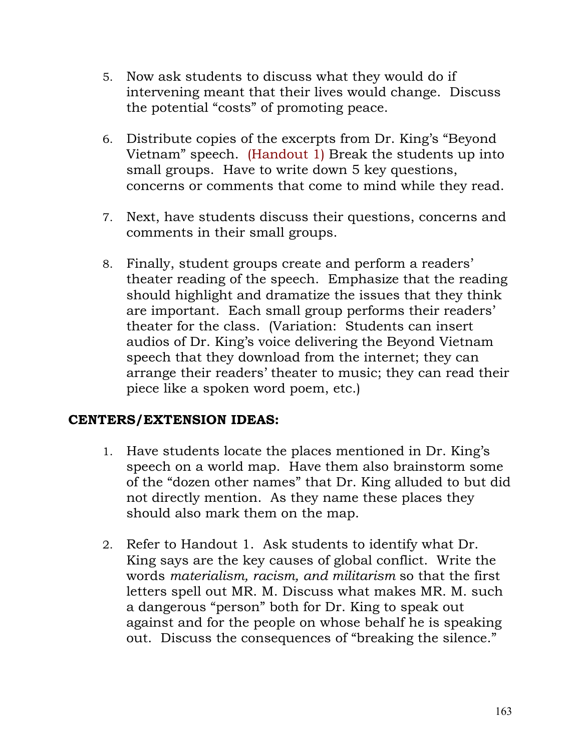5. Now ask students to discuss what they would do if intervening meant that their lives would change. Discuss the potential "costs" of promoting peace.

6. Distribute copies of the excerpts from Dr. King's "Beyond Vietnam" speech. (Handout 1) Break the students up into small groups. Have to write down 5 key questions, concerns or comments that come to mind while they read.

7. Next, have students discuss their questions, concerns and comments in their small groups.

8. Finally, student groups create and perform a readers' theater reading of the speech. Emphasize that the reading should highlight and dramatize the issues that they think are important. Each small group performs their readers' theater for the class. (Variation: Students can insert audios of Dr. King's voice delivering the Beyond Vietnam speech that they download from the internet; they can arrange their readers' theater to music; they can read their piece like a spoken word poem, etc.)

**CENTERS/EXTENSION IDEAS:**

1. Have students locate the places mentioned in Dr. King's speech on a world map. Have them also brainstorm some of the "dozen other names" that Dr. King alluded to but did not directly mention. As they name these places they should also mark them on the map.

2. Refer to Handout 1. Ask students to identify what Dr. King says are the key causes of global conflict. Write the words *materialism, racism, and militarism* so that the first letters spell out MR. M. Discuss what makes MR. M. such a dangerous "person" both for Dr. King to speak out against and for the people on whose behalf he is speaking out. Discuss the consequences of "breaking the silence."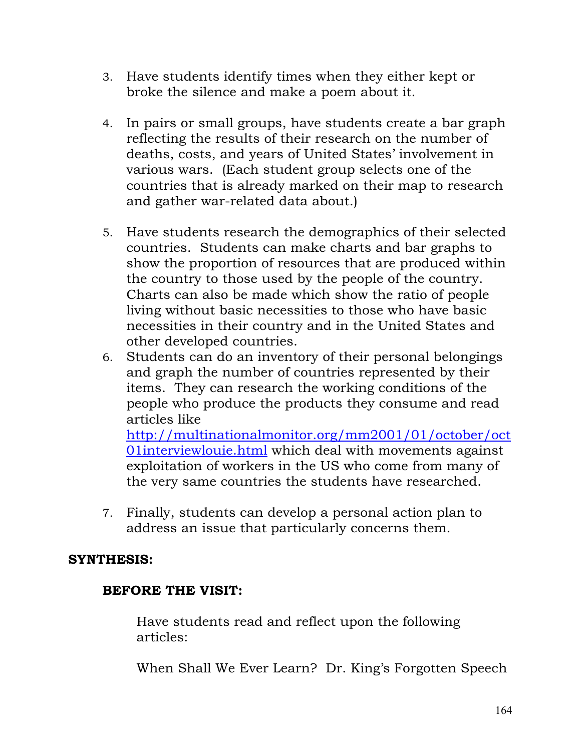3. Have students identify times when they either kept or broke the silence and make a poem about it.

4. In pairs or small groups, have students create a bar graph reflecting the results of their research on the number of deaths, costs, and years of United States' involvement in various wars. (Each student group selects one of the countries that is already marked on their map to research and gather war-related data about.)

5. Have students research the demographics of their selected countries. Students can make charts and bar graphs to show the proportion of resources that are produced within the country to those used by the people of the country. Charts can also be made which show the ratio of people living without basic necessities to those who have basic necessities in their country and in the United States and other developed countries.
6. Students can do an inventory of their personal belongings and graph the number of countries represented by their items. They can research the working conditions of the people who produce the products they consume and read articles like [http://multinationalmonitor.org/mm2001/01/october/oct01interviewlouie.html](http://multinationalmonitor.org/mm2001/01/october/oct01interviewlouie.html) which deal with movements against exploitation of workers in the US who come from many of the very same countries the students have researched.

7. Finally, students can develop a personal action plan to address an issue that particularly concerns them.

**SYNTHESIS:**

**BEFORE THE VISIT:**

Have students read and reflect upon the following articles:

When Shall We Ever Learn? Dr. King's Forgotten Speech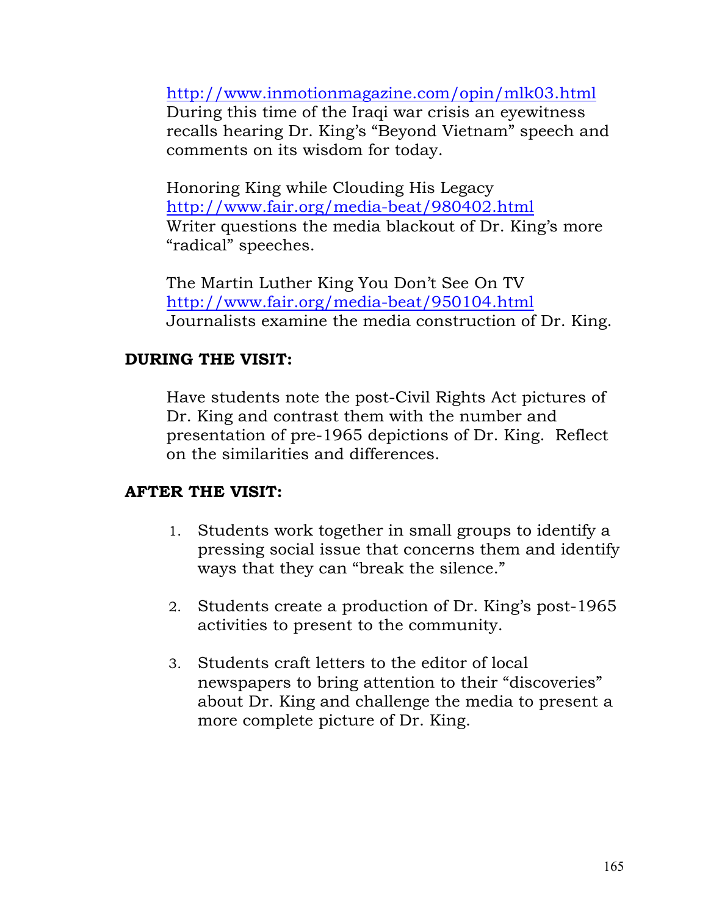http://www.inmotionmagazine.com/opin/mlk03.html
During this time of the Iraqi war crisis an eyewitness recalls hearing Dr. King's "Beyond Vietnam" speech and comments on its wisdom for today.

Honoring King while Clouding His Legacy
http://www.fair.org/media-beat/980402.html
Writer questions the media blackout of Dr. King's more "radical" speeches.

The Martin Luther King You Don't See On TV
http://www.fair.org/media-beat/950104.html
Journalists examine the media construction of Dr. King.

**DURING THE VISIT:**

Have students note the post-Civil Rights Act pictures of Dr. King and contrast them with the number and presentation of pre-1965 depictions of Dr. King. Reflect on the similarities and differences.

**AFTER THE VISIT:**

1. Students work together in small groups to identify a pressing social issue that concerns them and identify ways that they can "break the silence."

2. Students create a production of Dr. King's post-1965 activities to present to the community.

3. Students craft letters to the editor of local newspapers to bring attention to their "discoveries" about Dr. King and challenge the media to present a more complete picture of Dr. King.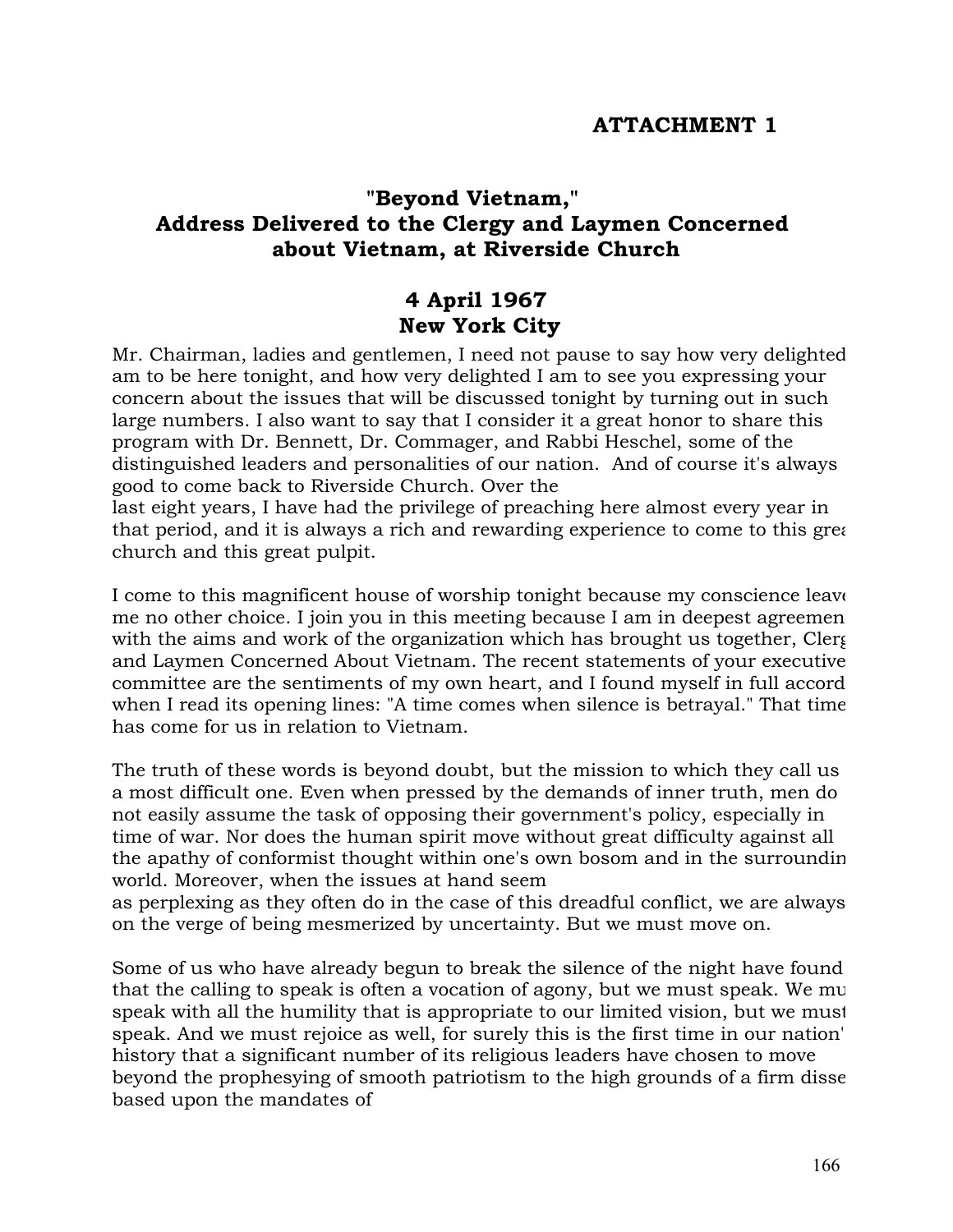## ATTACHMENT 1

### "Beyond Vietnam," Address Delivered to the Clergy and Laymen Concerned about Vietnam, at Riverside Church

### 4 April 1967 New York City

Mr. Chairman, ladies and gentlemen, I need not pause to say how very delighted am to be here tonight, and how very delighted I am to see you expressing your concern about the issues that will be discussed tonight by turning out in such large numbers. I also want to say that I consider it a great honor to share this program with Dr. Bennett, Dr. Commager, and Rabbi Heschel, some of the distinguished leaders and personalities of our nation. And of course it's always good to come back to Riverside Church. Over the last eight years, I have had the privilege of preaching here almost every year in that period, and it is always a rich and rewarding experience to come to this grea church and this great pulpit.

I come to this magnificent house of worship tonight because my conscience leave me no other choice. I join you in this meeting because I am in deepest agreemen with the aims and work of the organization which has brought us together, Clerg and Laymen Concerned About Vietnam. The recent statements of your executive committee are the sentiments of my own heart, and I found myself in full accord when I read its opening lines: "A time comes when silence is betrayal." That time has come for us in relation to Vietnam.

The truth of these words is beyond doubt, but the mission to which they call us a most difficult one. Even when pressed by the demands of inner truth, men do not easily assume the task of opposing their government's policy, especially in time of war. Nor does the human spirit move without great difficulty against all the apathy of conformist thought within one's own bosom and in the surroundin world. Moreover, when the issues at hand seem as perplexing as they often do in the case of this dreadful conflict, we are always on the verge of being mesmerized by uncertainty. But we must move on.

Some of us who have already begun to break the silence of the night have found that the calling to speak is often a vocation of agony, but we must speak. We mu speak with all the humility that is appropriate to our limited vision, but we must speak. And we must rejoice as well, for surely this is the first time in our nation' history that a significant number of its religious leaders have chosen to move beyond the prophesying of smooth patriotism to the high grounds of a firm disse based upon the mandates of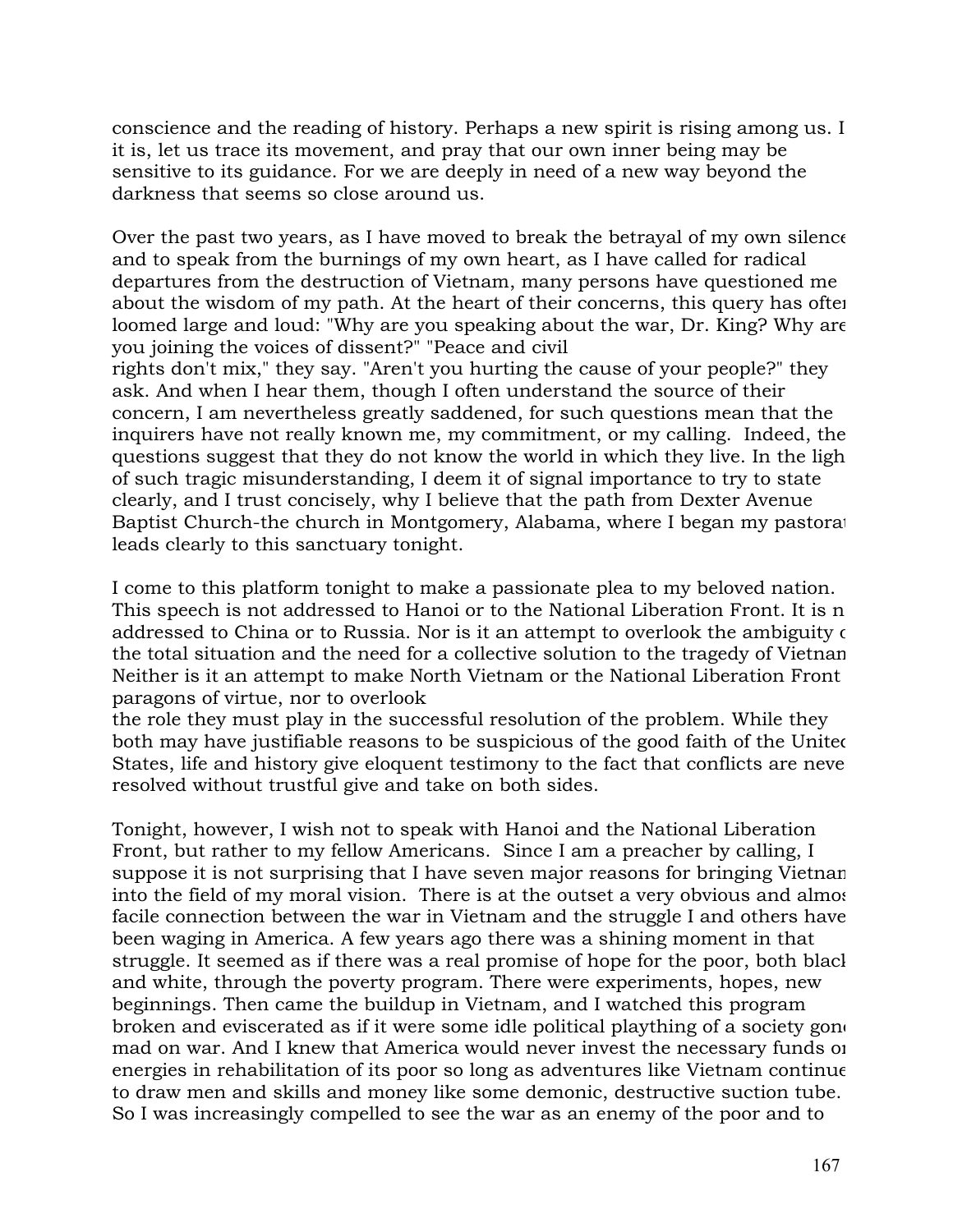conscience and the reading of history. Perhaps a new spirit is rising among us. If it is, let us trace its movement, and pray that our own inner being may be sensitive to its guidance. For we are deeply in need of a new way beyond the darkness that seems so close around us.

Over the past two years, as I have moved to break the betrayal of my own silence and to speak from the burnings of my own heart, as I have called for radical departures from the destruction of Vietnam, many persons have questioned me about the wisdom of my path. At the heart of their concerns, this query has often loomed large and loud: "Why are you speaking about the war, Dr. King? Why are you joining the voices of dissent?" "Peace and civil rights don't mix," they say. "Aren't you hurting the cause of your people?" they ask. And when I hear them, though I often understand the source of their concern, I am nevertheless greatly saddened, for such questions mean that the inquirers have not really known me, my commitment, or my calling. Indeed, their questions suggest that they do not know the world in which they live. In the light of such tragic misunderstanding, I deem it of signal importance to try to state clearly, and I trust concisely, why I believe that the path from Dexter Avenue Baptist Church-the church in Montgomery, Alabama, where I began my pastorate leads clearly to this sanctuary tonight.

I come to this platform tonight to make a passionate plea to my beloved nation. This speech is not addressed to Hanoi or to the National Liberation Front. It is not addressed to China or to Russia. Nor is it an attempt to overlook the ambiguity of the total situation and the need for a collective solution to the tragedy of Vietnam. Neither is it an attempt to make North Vietnam or the National Liberation Front paragons of virtue, nor to overlook the role they must play in the successful resolution of the problem. While they both may have justifiable reasons to be suspicious of the good faith of the United States, life and history give eloquent testimony to the fact that conflicts are never resolved without trustful give and take on both sides.

Tonight, however, I wish not to speak with Hanoi and the National Liberation Front, but rather to my fellow Americans. Since I am a preacher by calling, I suppose it is not surprising that I have seven major reasons for bringing Vietnam into the field of my moral vision. There is at the outset a very obvious and almost facile connection between the war in Vietnam and the struggle I and others have been waging in America. A few years ago there was a shining moment in that struggle. It seemed as if there was a real promise of hope for the poor, both black and white, through the poverty program. There were experiments, hopes, new beginnings. Then came the buildup in Vietnam, and I watched this program broken and eviscerated as if it were some idle political plaything of a society gone mad on war. And I knew that America would never invest the necessary funds or energies in rehabilitation of its poor so long as adventures like Vietnam continued to draw men and skills and money like some demonic, destructive suction tube. So I was increasingly compelled to see the war as an enemy of the poor and to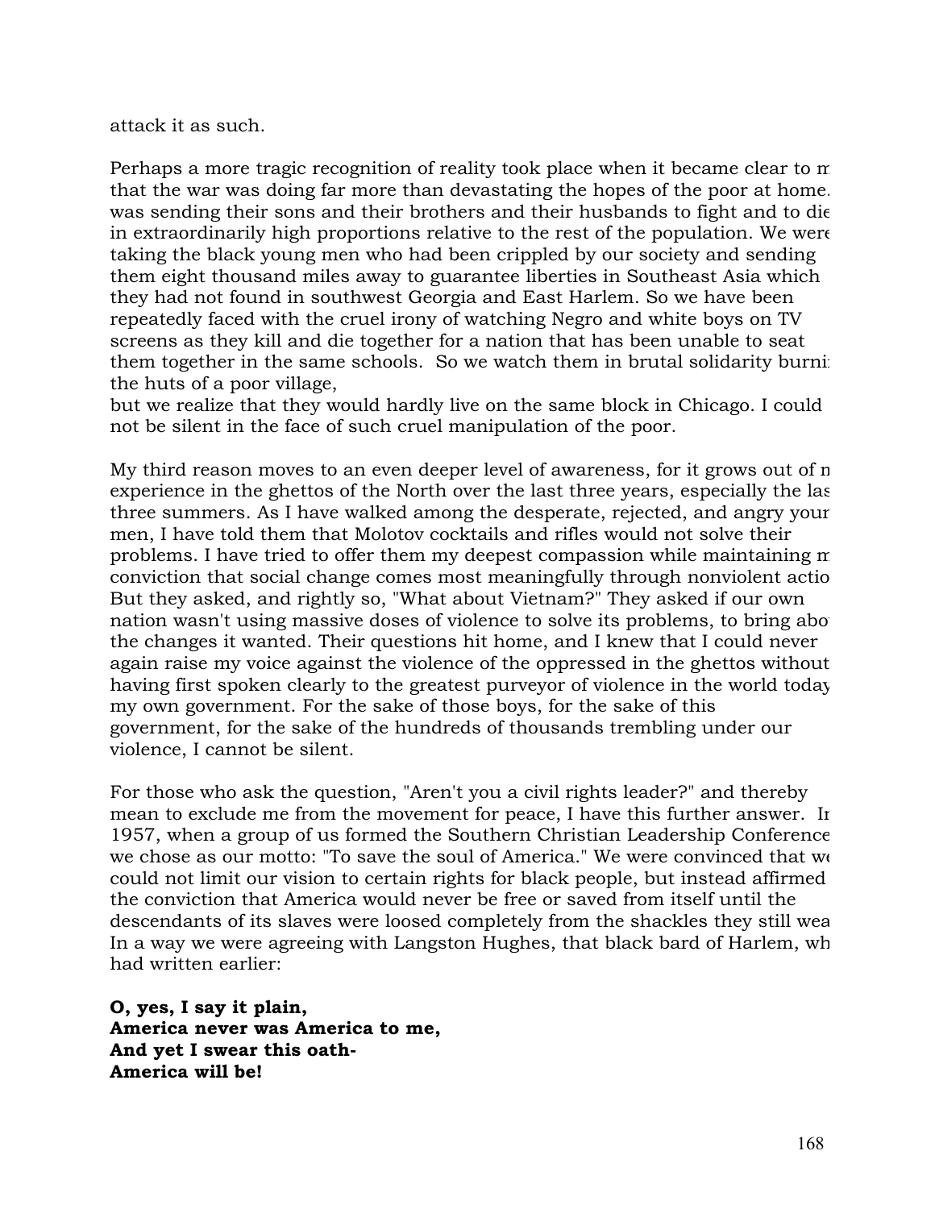attack it as such.

Perhaps a more tragic recognition of reality took place when it became clear to me that the war was doing far more than devastating the hopes of the poor at home. It was sending their sons and their brothers and their husbands to fight and to die in extraordinarily high proportions relative to the rest of the population. We were taking the black young men who had been crippled by our society and sending them eight thousand miles away to guarantee liberties in Southeast Asia which they had not found in southwest Georgia and East Harlem. So we have been repeatedly faced with the cruel irony of watching Negro and white boys on TV screens as they kill and die together for a nation that has been unable to seat them together in the same schools. So we watch them in brutal solidarity burning the huts of a poor village,
but we realize that they would hardly live on the same block in Chicago. I could not be silent in the face of such cruel manipulation of the poor.

My third reason moves to an even deeper level of awareness, for it grows out of my experience in the ghettos of the North over the last three years, especially the last three summers. As I have walked among the desperate, rejected, and angry young men, I have told them that Molotov cocktails and rifles would not solve their problems. I have tried to offer them my deepest compassion while maintaining my conviction that social change comes most meaningfully through nonviolent action. But they asked, and rightly so, "What about Vietnam?" They asked if our own nation wasn't using massive doses of violence to solve its problems, to bring about the changes it wanted. Their questions hit home, and I knew that I could never again raise my voice against the violence of the oppressed in the ghettos without having first spoken clearly to the greatest purveyor of violence in the world today, my own government. For the sake of those boys, for the sake of this government, for the sake of the hundreds of thousands trembling under our violence, I cannot be silent.

For those who ask the question, "Aren't you a civil rights leader?" and thereby mean to exclude me from the movement for peace, I have this further answer. In 1957, when a group of us formed the Southern Christian Leadership Conference, we chose as our motto: "To save the soul of America." We were convinced that we could not limit our vision to certain rights for black people, but instead affirmed the conviction that America would never be free or saved from itself until the descendants of its slaves were loosed completely from the shackles they still wear. In a way we were agreeing with Langston Hughes, that black bard of Harlem, who had written earlier:

**O, yes, I say it plain,**
**America never was America to me,**
**And yet I swear this oath-**
**America will be!**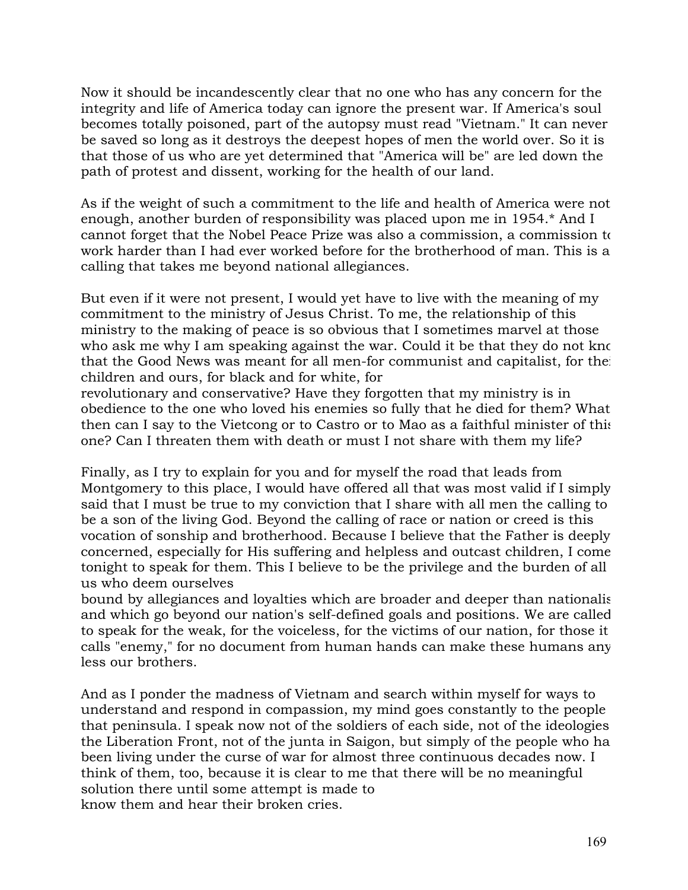Now it should be incandescently clear that no one who has any concern for the integrity and life of America today can ignore the present war. If America's soul becomes totally poisoned, part of the autopsy must read "Vietnam." It can never be saved so long as it destroys the deepest hopes of men the world over. So it is that those of us who are yet determined that "America will be" are led down the path of protest and dissent, working for the health of our land.

As if the weight of such a commitment to the life and health of America were not enough, another burden of responsibility was placed upon me in 1954.* And I cannot forget that the Nobel Peace Prize was also a commission, a commission to work harder than I had ever worked before for the brotherhood of man. This is a calling that takes me beyond national allegiances.

But even if it were not present, I would yet have to live with the meaning of my commitment to the ministry of Jesus Christ. To me, the relationship of this ministry to the making of peace is so obvious that I sometimes marvel at those who ask me why I am speaking against the war. Could it be that they do not know that the Good News was meant for all men-for communist and capitalist, for their children and ours, for black and for white, for revolutionary and conservative? Have they forgotten that my ministry is in obedience to the one who loved his enemies so fully that he died for them? What then can I say to the Vietcong or to Castro or to Mao as a faithful minister of this one? Can I threaten them with death or must I not share with them my life?

Finally, as I try to explain for you and for myself the road that leads from Montgomery to this place, I would have offered all that was most valid if I simply said that I must be true to my conviction that I share with all men the calling to be a son of the living God. Beyond the calling of race or nation or creed is this vocation of sonship and brotherhood. Because I believe that the Father is deeply concerned, especially for His suffering and helpless and outcast children, I come tonight to speak for them. This I believe to be the privilege and the burden of all us who deem ourselves bound by allegiances and loyalties which are broader and deeper than nationalism and which go beyond our nation's self-defined goals and positions. We are called to speak for the weak, for the voiceless, for the victims of our nation, for those it calls "enemy," for no document from human hands can make these humans any less our brothers.

And as I ponder the madness of Vietnam and search within myself for ways to understand and respond in compassion, my mind goes constantly to the people of that peninsula. I speak now not of the soldiers of each side, not of the ideologies of the Liberation Front, not of the junta in Saigon, but simply of the people who have been living under the curse of war for almost three continuous decades now. I think of them, too, because it is clear to me that there will be no meaningful solution there until some attempt is made to know them and hear their broken cries.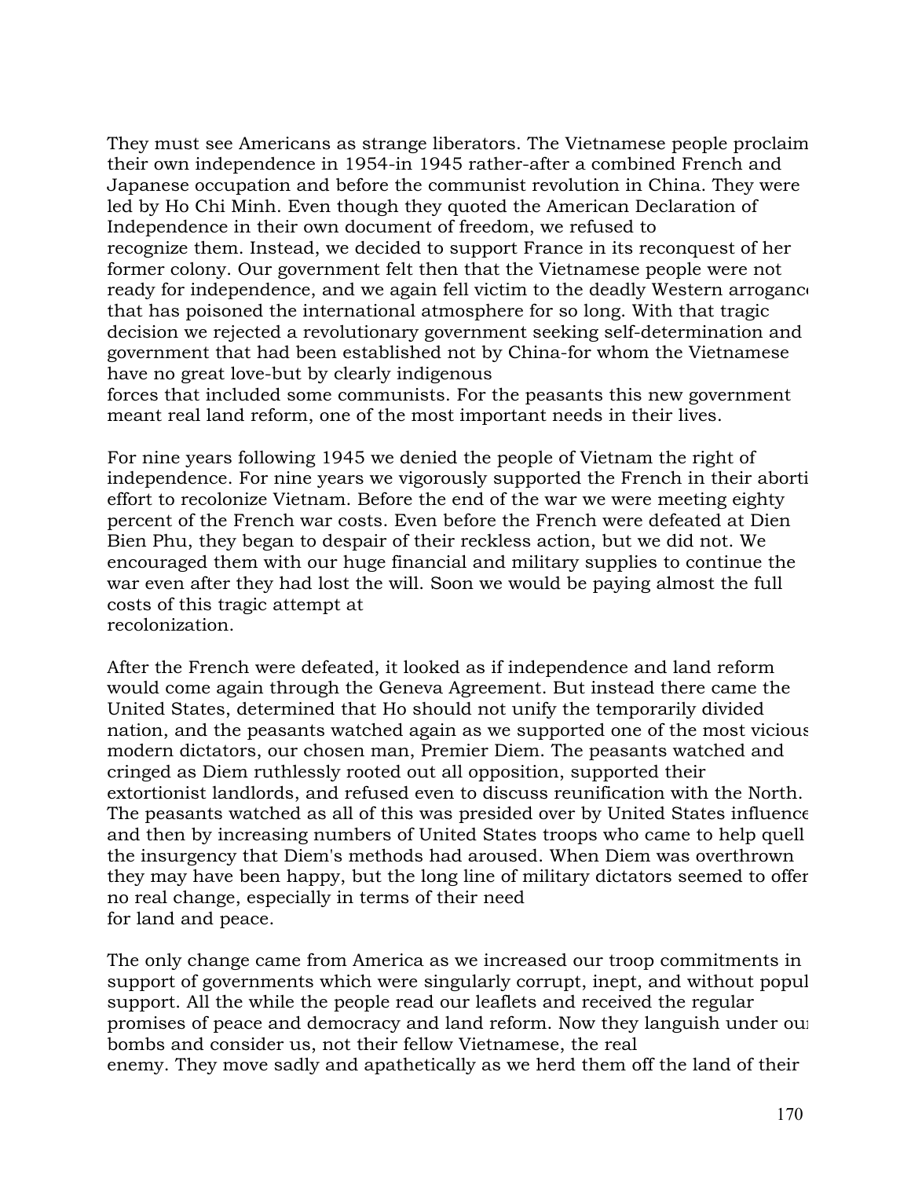They must see Americans as strange liberators. The Vietnamese people proclaim their own independence in 1954-in 1945 rather-after a combined French and Japanese occupation and before the communist revolution in China. They were led by Ho Chi Minh. Even though they quoted the American Declaration of Independence in their own document of freedom, we refused to recognize them. Instead, we decided to support France in its reconquest of her former colony. Our government felt then that the Vietnamese people were not ready for independence, and we again fell victim to the deadly Western arroganc that has poisoned the international atmosphere for so long. With that tragic decision we rejected a revolutionary government seeking self-determination and government that had been established not by China-for whom the Vietnamese have no great love-but by clearly indigenous forces that included some communists. For the peasants this new government meant real land reform, one of the most important needs in their lives.

For nine years following 1945 we denied the people of Vietnam the right of independence. For nine years we vigorously supported the French in their aborti effort to recolonize Vietnam. Before the end of the war we were meeting eighty percent of the French war costs. Even before the French were defeated at Dien Bien Phu, they began to despair of their reckless action, but we did not. We encouraged them with our huge financial and military supplies to continue the war even after they had lost the will. Soon we would be paying almost the full costs of this tragic attempt at recolonization.

After the French were defeated, it looked as if independence and land reform would come again through the Geneva Agreement. But instead there came the United States, determined that Ho should not unify the temporarily divided nation, and the peasants watched again as we supported one of the most vicious modern dictators, our chosen man, Premier Diem. The peasants watched and cringed as Diem ruthlessly rooted out all opposition, supported their extortionist landlords, and refused even to discuss reunification with the North. The peasants watched as all of this was presided over by United States influence and then by increasing numbers of United States troops who came to help quell the insurgency that Diem's methods had aroused. When Diem was overthrown they may have been happy, but the long line of military dictators seemed to offer no real change, especially in terms of their need for land and peace.

The only change came from America as we increased our troop commitments in support of governments which were singularly corrupt, inept, and without popul support. All the while the people read our leaflets and received the regular promises of peace and democracy and land reform. Now they languish under ou bombs and consider us, not their fellow Vietnamese, the real enemy. They move sadly and apathetically as we herd them off the land of their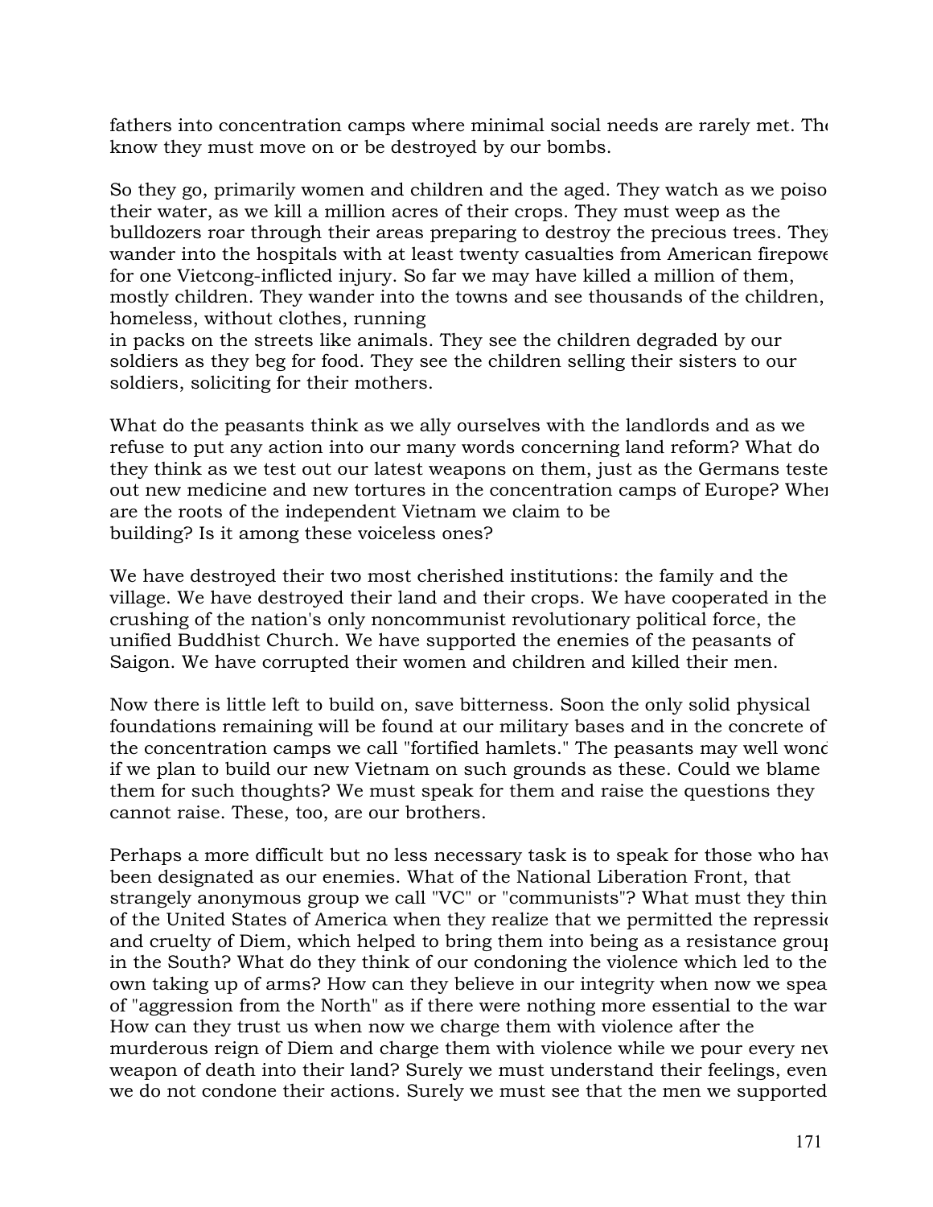fathers into concentration camps where minimal social needs are rarely met. They know they must move on or be destroyed by our bombs.

So they go, primarily women and children and the aged. They watch as we poison their water, as we kill a million acres of their crops. They must weep as the bulldozers roar through their areas preparing to destroy the precious trees. They wander into the hospitals with at least twenty casualties from American firepower for one Vietcong-inflicted injury. So far we may have killed a million of them, mostly children. They wander into the towns and see thousands of the children, homeless, without clothes, running
in packs on the streets like animals. They see the children degraded by our soldiers as they beg for food. They see the children selling their sisters to our soldiers, soliciting for their mothers.

What do the peasants think as we ally ourselves with the landlords and as we refuse to put any action into our many words concerning land reform? What do they think as we test out our latest weapons on them, just as the Germans tested out new medicine and new tortures in the concentration camps of Europe? Where are the roots of the independent Vietnam we claim to be
building? Is it among these voiceless ones?

We have destroyed their two most cherished institutions: the family and the village. We have destroyed their land and their crops. We have cooperated in the crushing of the nation's only noncommunist revolutionary political force, the unified Buddhist Church. We have supported the enemies of the peasants of Saigon. We have corrupted their women and children and killed their men.

Now there is little left to build on, save bitterness. Soon the only solid physical foundations remaining will be found at our military bases and in the concrete of the concentration camps we call "fortified hamlets." The peasants may well wonder if we plan to build our new Vietnam on such grounds as these. Could we blame them for such thoughts? We must speak for them and raise the questions they cannot raise. These, too, are our brothers.

Perhaps a more difficult but no less necessary task is to speak for those who have been designated as our enemies. What of the National Liberation Front, that strangely anonymous group we call "VC" or "communists"? What must they think of the United States of America when they realize that we permitted the repression and cruelty of Diem, which helped to bring them into being as a resistance group in the South? What do they think of our condoning the violence which led to their own taking up of arms? How can they believe in our integrity when now we speak of "aggression from the North" as if there were nothing more essential to the war? How can they trust us when now we charge them with violence after the murderous reign of Diem and charge them with violence while we pour every new weapon of death into their land? Surely we must understand their feelings, even if we do not condone their actions. Surely we must see that the men we supported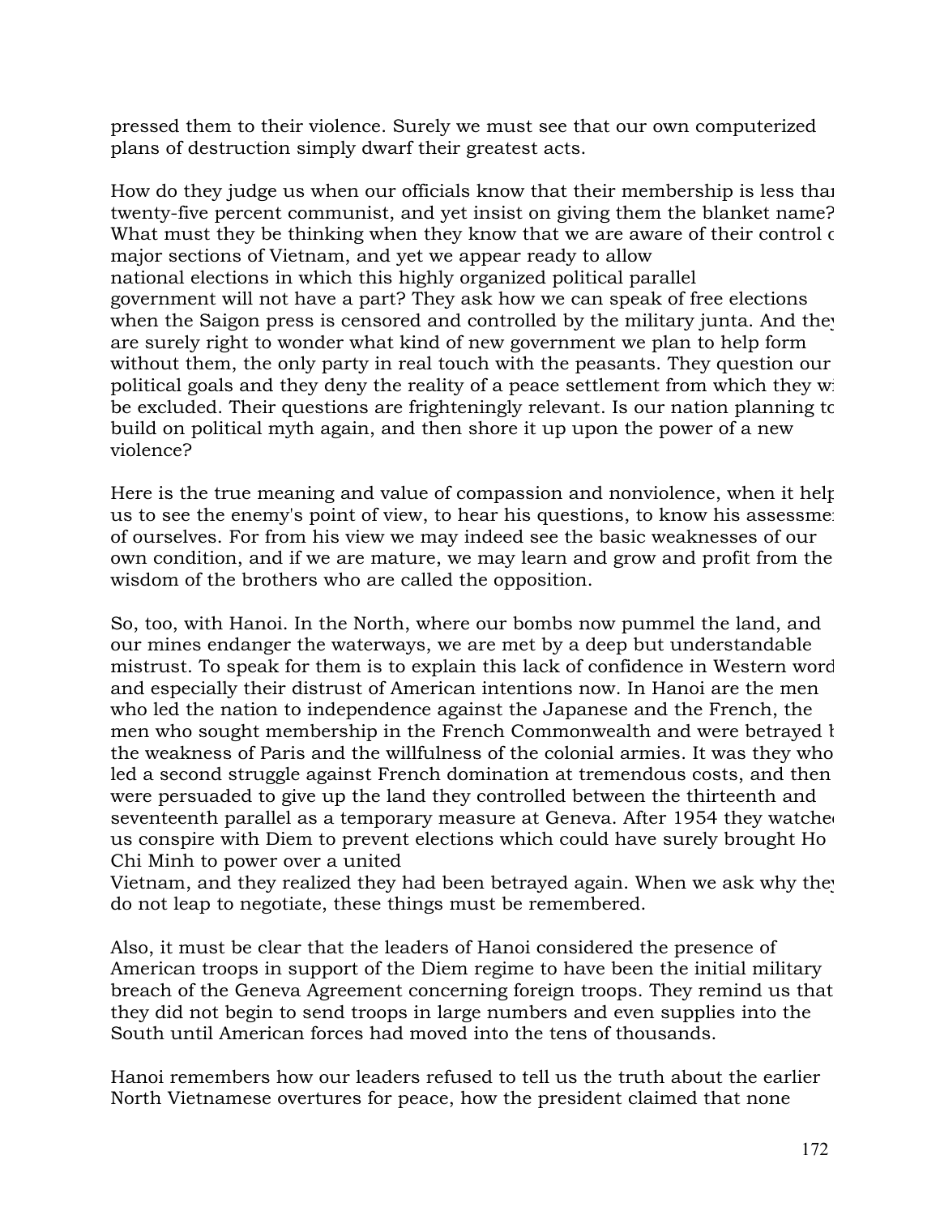pressed them to their violence. Surely we must see that our own computerized plans of destruction simply dwarf their greatest acts.

How do they judge us when our officials know that their membership is less than twenty-five percent communist, and yet insist on giving them the blanket name? What must they be thinking when they know that we are aware of their control of major sections of Vietnam, and yet we appear ready to allow national elections in which this highly organized political parallel government will not have a part? They ask how we can speak of free elections when the Saigon press is censored and controlled by the military junta. And they are surely right to wonder what kind of new government we plan to help form without them, the only party in real touch with the peasants. They question our political goals and they deny the reality of a peace settlement from which they will be excluded. Their questions are frighteningly relevant. Is our nation planning to build on political myth again, and then shore it up upon the power of a new violence?

Here is the true meaning and value of compassion and nonviolence, when it helps us to see the enemy's point of view, to hear his questions, to know his assessment of ourselves. For from his view we may indeed see the basic weaknesses of our own condition, and if we are mature, we may learn and grow and profit from the wisdom of the brothers who are called the opposition.

So, too, with Hanoi. In the North, where our bombs now pummel the land, and our mines endanger the waterways, we are met by a deep but understandable mistrust. To speak for them is to explain this lack of confidence in Western words, and especially their distrust of American intentions now. In Hanoi are the men who led the nation to independence against the Japanese and the French, the men who sought membership in the French Commonwealth and were betrayed by the weakness of Paris and the willfulness of the colonial armies. It was they who led a second struggle against French domination at tremendous costs, and then were persuaded to give up the land they controlled between the thirteenth and seventeenth parallel as a temporary measure at Geneva. After 1954 they watched us conspire with Diem to prevent elections which could have surely brought Ho Chi Minh to power over a united Vietnam, and they realized they had been betrayed again. When we ask why they do not leap to negotiate, these things must be remembered.

Also, it must be clear that the leaders of Hanoi considered the presence of American troops in support of the Diem regime to have been the initial military breach of the Geneva Agreement concerning foreign troops. They remind us that they did not begin to send troops in large numbers and even supplies into the South until American forces had moved into the tens of thousands.

Hanoi remembers how our leaders refused to tell us the truth about the earlier North Vietnamese overtures for peace, how the president claimed that none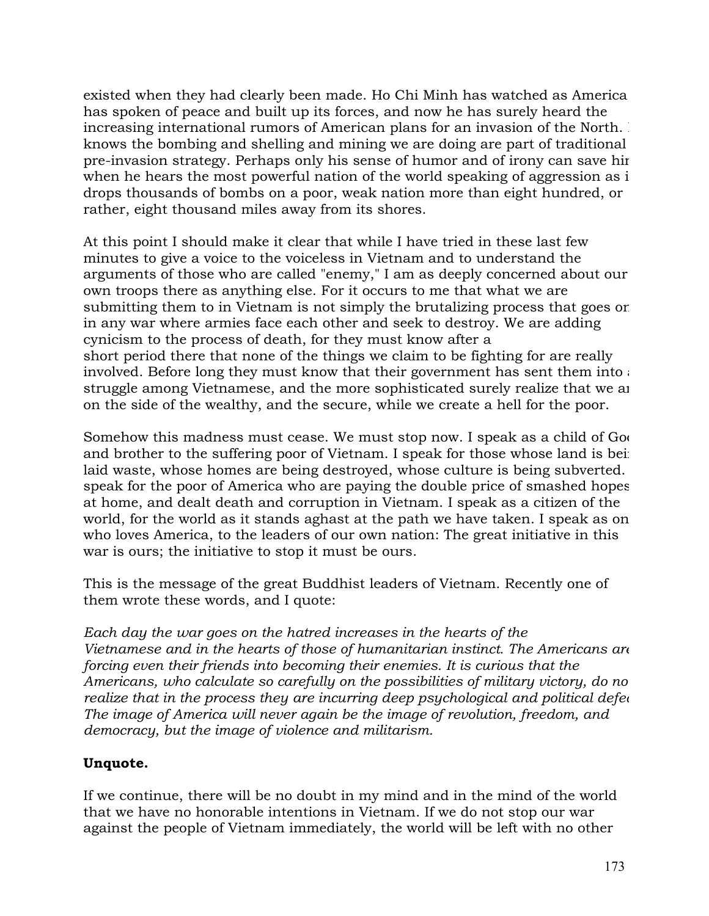existed when they had clearly been made. Ho Chi Minh has watched as America has spoken of peace and built up its forces, and now he has surely heard the increasing international rumors of American plans for an invasion of the North. He knows the bombing and shelling and mining we are doing are part of traditional pre-invasion strategy. Perhaps only his sense of humor and of irony can save him when he hears the most powerful nation of the world speaking of aggression as it drops thousands of bombs on a poor, weak nation more than eight hundred, or rather, eight thousand miles away from its shores.

At this point I should make it clear that while I have tried in these last few minutes to give a voice to the voiceless in Vietnam and to understand the arguments of those who are called "enemy," I am as deeply concerned about our own troops there as anything else. For it occurs to me that what we are submitting them to in Vietnam is not simply the brutalizing process that goes on in any war where armies face each other and seek to destroy. We are adding cynicism to the process of death, for they must know after a short period there that none of the things we claim to be fighting for are really involved. Before long they must know that their government has sent them into a struggle among Vietnamese, and the more sophisticated surely realize that we are on the side of the wealthy, and the secure, while we create a hell for the poor.

Somehow this madness must cease. We must stop now. I speak as a child of God and brother to the suffering poor of Vietnam. I speak for those whose land is being laid waste, whose homes are being destroyed, whose culture is being subverted. I speak for the poor of America who are paying the double price of smashed hopes at home, and dealt death and corruption in Vietnam. I speak as a citizen of the world, for the world as it stands aghast at the path we have taken. I speak as one who loves America, to the leaders of our own nation: The great initiative in this war is ours; the initiative to stop it must be ours.

This is the message of the great Buddhist leaders of Vietnam. Recently one of them wrote these words, and I quote:

*Each day the war goes on the hatred increases in the hearts of the Vietnamese and in the hearts of those of humanitarian instinct. The Americans are forcing even their friends into becoming their enemies. It is curious that the Americans, who calculate so carefully on the possibilities of military victory, do not realize that in the process they are incurring deep psychological and political defeat. The image of America will never again be the image of revolution, freedom, and democracy, but the image of violence and militarism.*

**Unquote.**

If we continue, there will be no doubt in my mind and in the mind of the world that we have no honorable intentions in Vietnam. If we do not stop our war against the people of Vietnam immediately, the world will be left with no other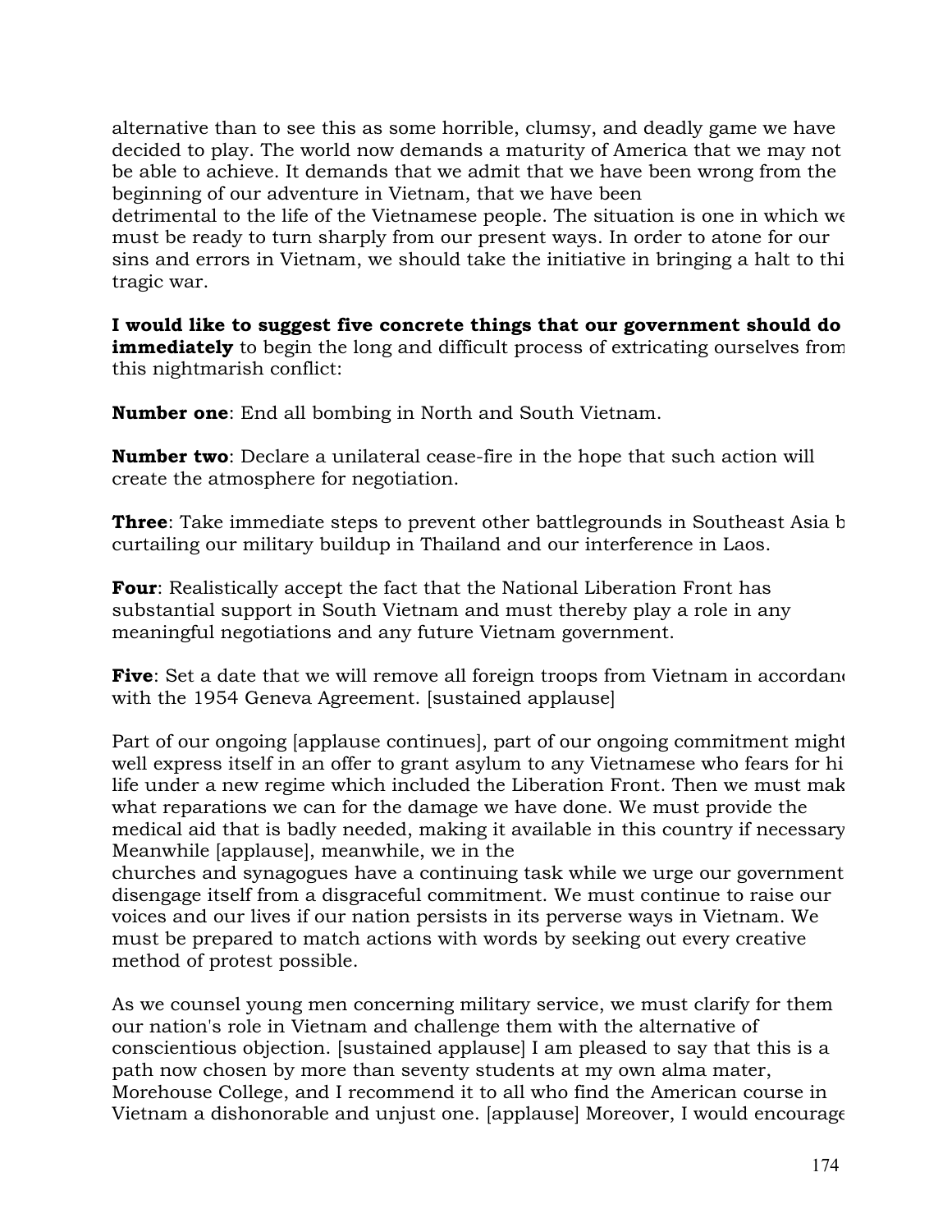alternative than to see this as some horrible, clumsy, and deadly game we have decided to play. The world now demands a maturity of America that we may not be able to achieve. It demands that we admit that we have been wrong from the beginning of our adventure in Vietnam, that we have been detrimental to the life of the Vietnamese people. The situation is one in which we must be ready to turn sharply from our present ways. In order to atone for our sins and errors in Vietnam, we should take the initiative in bringing a halt to thi tragic war.

**I would like to suggest five concrete things that our government should do immediately** to begin the long and difficult process of extricating ourselves from this nightmarish conflict:

**Number one**: End all bombing in North and South Vietnam.

**Number two**: Declare a unilateral cease-fire in the hope that such action will create the atmosphere for negotiation.

**Three**: Take immediate steps to prevent other battlegrounds in Southeast Asia b curtailing our military buildup in Thailand and our interference in Laos.

**Four**: Realistically accept the fact that the National Liberation Front has substantial support in South Vietnam and must thereby play a role in any meaningful negotiations and any future Vietnam government.

**Five**: Set a date that we will remove all foreign troops from Vietnam in accordanc with the 1954 Geneva Agreement. [sustained applause]

Part of our ongoing [applause continues], part of our ongoing commitment might well express itself in an offer to grant asylum to any Vietnamese who fears for hi life under a new regime which included the Liberation Front. Then we must mak what reparations we can for the damage we have done. We must provide the medical aid that is badly needed, making it available in this country if necessary Meanwhile [applause], meanwhile, we in the churches and synagogues have a continuing task while we urge our government disengage itself from a disgraceful commitment. We must continue to raise our voices and our lives if our nation persists in its perverse ways in Vietnam. We must be prepared to match actions with words by seeking out every creative method of protest possible.

As we counsel young men concerning military service, we must clarify for them our nation's role in Vietnam and challenge them with the alternative of conscientious objection. [sustained applause] I am pleased to say that this is a path now chosen by more than seventy students at my own alma mater, Morehouse College, and I recommend it to all who find the American course in Vietnam a dishonorable and unjust one. [applause] Moreover, I would encourage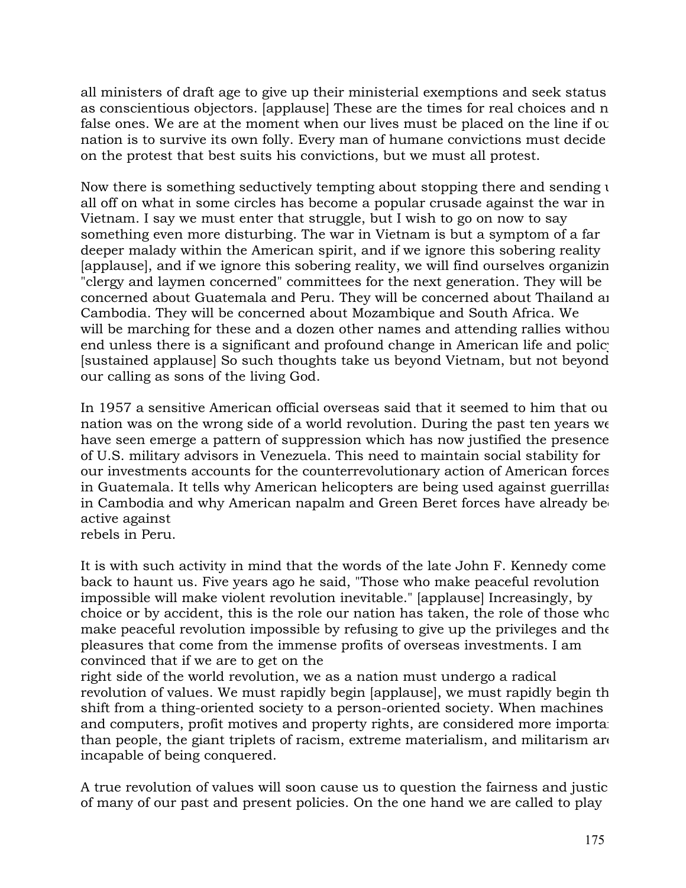all ministers of draft age to give up their ministerial exemptions and seek status as conscientious objectors. [applause] These are the times for real choices and n false ones. We are at the moment when our lives must be placed on the line if ou nation is to survive its own folly. Every man of humane convictions must decide on the protest that best suits his convictions, but we must all protest.

Now there is something seductively tempting about stopping there and sending u all off on what in some circles has become a popular crusade against the war in Vietnam. I say we must enter that struggle, but I wish to go on now to say something even more disturbing. The war in Vietnam is but a symptom of a far deeper malady within the American spirit, and if we ignore this sobering reality [applause], and if we ignore this sobering reality, we will find ourselves organizin "clergy and laymen concerned" committees for the next generation. They will be concerned about Guatemala and Peru. They will be concerned about Thailand an Cambodia. They will be concerned about Mozambique and South Africa. We will be marching for these and a dozen other names and attending rallies withou end unless there is a significant and profound change in American life and polic [sustained applause] So such thoughts take us beyond Vietnam, but not beyond our calling as sons of the living God.

In 1957 a sensitive American official overseas said that it seemed to him that ou nation was on the wrong side of a world revolution. During the past ten years we have seen emerge a pattern of suppression which has now justified the presence of U.S. military advisors in Venezuela. This need to maintain social stability for our investments accounts for the counterrevolutionary action of American forces in Guatemala. It tells why American helicopters are being used against guerrillas in Cambodia and why American napalm and Green Beret forces have already be active against
rebels in Peru.

It is with such activity in mind that the words of the late John F. Kennedy come back to haunt us. Five years ago he said, "Those who make peaceful revolution impossible will make violent revolution inevitable." [applause] Increasingly, by choice or by accident, this is the role our nation has taken, the role of those who make peaceful revolution impossible by refusing to give up the privileges and the pleasures that come from the immense profits of overseas investments. I am convinced that if we are to get on the
right side of the world revolution, we as a nation must undergo a radical revolution of values. We must rapidly begin [applause], we must rapidly begin th shift from a thing-oriented society to a person-oriented society. When machines and computers, profit motives and property rights, are considered more importa than people, the giant triplets of racism, extreme materialism, and militarism are incapable of being conquered.

A true revolution of values will soon cause us to question the fairness and justic of many of our past and present policies. On the one hand we are called to play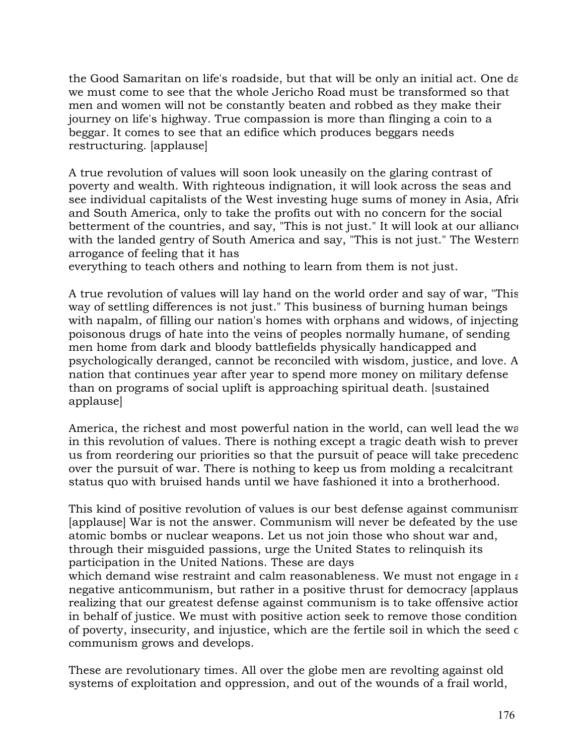the Good Samaritan on life's roadside, but that will be only an initial act. One day we must come to see that the whole Jericho Road must be transformed so that men and women will not be constantly beaten and robbed as they make their journey on life's highway. True compassion is more than flinging a coin to a beggar. It comes to see that an edifice which produces beggars needs restructuring. [applause]

A true revolution of values will soon look uneasily on the glaring contrast of poverty and wealth. With righteous indignation, it will look across the seas and see individual capitalists of the West investing huge sums of money in Asia, Africa, and South America, only to take the profits out with no concern for the social betterment of the countries, and say, "This is not just." It will look at our alliance with the landed gentry of South America and say, "This is not just." The Western arrogance of feeling that it has everything to teach others and nothing to learn from them is not just.

A true revolution of values will lay hand on the world order and say of war, "This way of settling differences is not just." This business of burning human beings with napalm, of filling our nation's homes with orphans and widows, of injecting poisonous drugs of hate into the veins of peoples normally humane, of sending men home from dark and bloody battlefields physically handicapped and psychologically deranged, cannot be reconciled with wisdom, justice, and love. A nation that continues year after year to spend more money on military defense than on programs of social uplift is approaching spiritual death. [sustained applause]

America, the richest and most powerful nation in the world, can well lead the way in this revolution of values. There is nothing except a tragic death wish to prevent us from reordering our priorities so that the pursuit of peace will take precedence over the pursuit of war. There is nothing to keep us from molding a recalcitrant status quo with bruised hands until we have fashioned it into a brotherhood.

This kind of positive revolution of values is our best defense against communism. [applause] War is not the answer. Communism will never be defeated by the use of atomic bombs or nuclear weapons. Let us not join those who shout war and, through their misguided passions, urge the United States to relinquish its participation in the United Nations. These are days which demand wise restraint and calm reasonableness. We must not engage in a negative anticommunism, but rather in a positive thrust for democracy [applause], realizing that our greatest defense against communism is to take offensive action in behalf of justice. We must with positive action seek to remove those conditions of poverty, insecurity, and injustice, which are the fertile soil in which the seed of communism grows and develops.

These are revolutionary times. All over the globe men are revolting against old systems of exploitation and oppression, and out of the wounds of a frail world,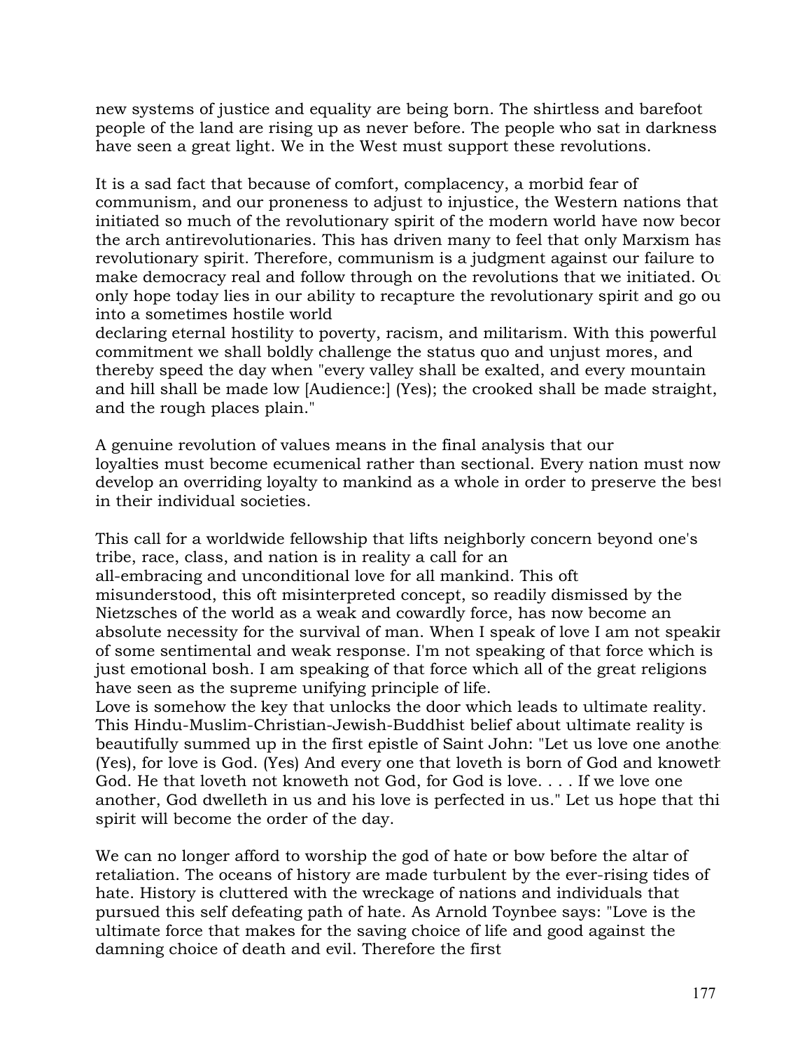new systems of justice and equality are being born. The shirtless and barefoot people of the land are rising up as never before. The people who sat in darkness have seen a great light. We in the West must support these revolutions.

It is a sad fact that because of comfort, complacency, a morbid fear of communism, and our proneness to adjust to injustice, the Western nations that initiated so much of the revolutionary spirit of the modern world have now becom the arch antirevolutionaries. This has driven many to feel that only Marxism has revolutionary spirit. Therefore, communism is a judgment against our failure to make democracy real and follow through on the revolutions that we initiated. Ou only hope today lies in our ability to recapture the revolutionary spirit and go ou into a sometimes hostile world
declaring eternal hostility to poverty, racism, and militarism. With this powerful commitment we shall boldly challenge the status quo and unjust mores, and thereby speed the day when "every valley shall be exalted, and every mountain and hill shall be made low [Audience:] (Yes); the crooked shall be made straight, and the rough places plain."

A genuine revolution of values means in the final analysis that our loyalties must become ecumenical rather than sectional. Every nation must now develop an overriding loyalty to mankind as a whole in order to preserve the best in their individual societies.

This call for a worldwide fellowship that lifts neighborly concern beyond one's tribe, race, class, and nation is in reality a call for an all-embracing and unconditional love for all mankind. This oft misunderstood, this oft misinterpreted concept, so readily dismissed by the Nietzsches of the world as a weak and cowardly force, has now become an absolute necessity for the survival of man. When I speak of love I am not speakir of some sentimental and weak response. I'm not speaking of that force which is just emotional bosh. I am speaking of that force which all of the great religions have seen as the supreme unifying principle of life.
Love is somehow the key that unlocks the door which leads to ultimate reality. This Hindu-Muslim-Christian-Jewish-Buddhist belief about ultimate reality is beautifully summed up in the first epistle of Saint John: "Let us love one anothe (Yes), for love is God. (Yes) And every one that loveth is born of God and knoweth God. He that loveth not knoweth not God, for God is love. . . . If we love one another, God dwelleth in us and his love is perfected in us." Let us hope that thi spirit will become the order of the day.

We can no longer afford to worship the god of hate or bow before the altar of retaliation. The oceans of history are made turbulent by the ever-rising tides of hate. History is cluttered with the wreckage of nations and individuals that pursued this self defeating path of hate. As Arnold Toynbee says: "Love is the ultimate force that makes for the saving choice of life and good against the damning choice of death and evil. Therefore the first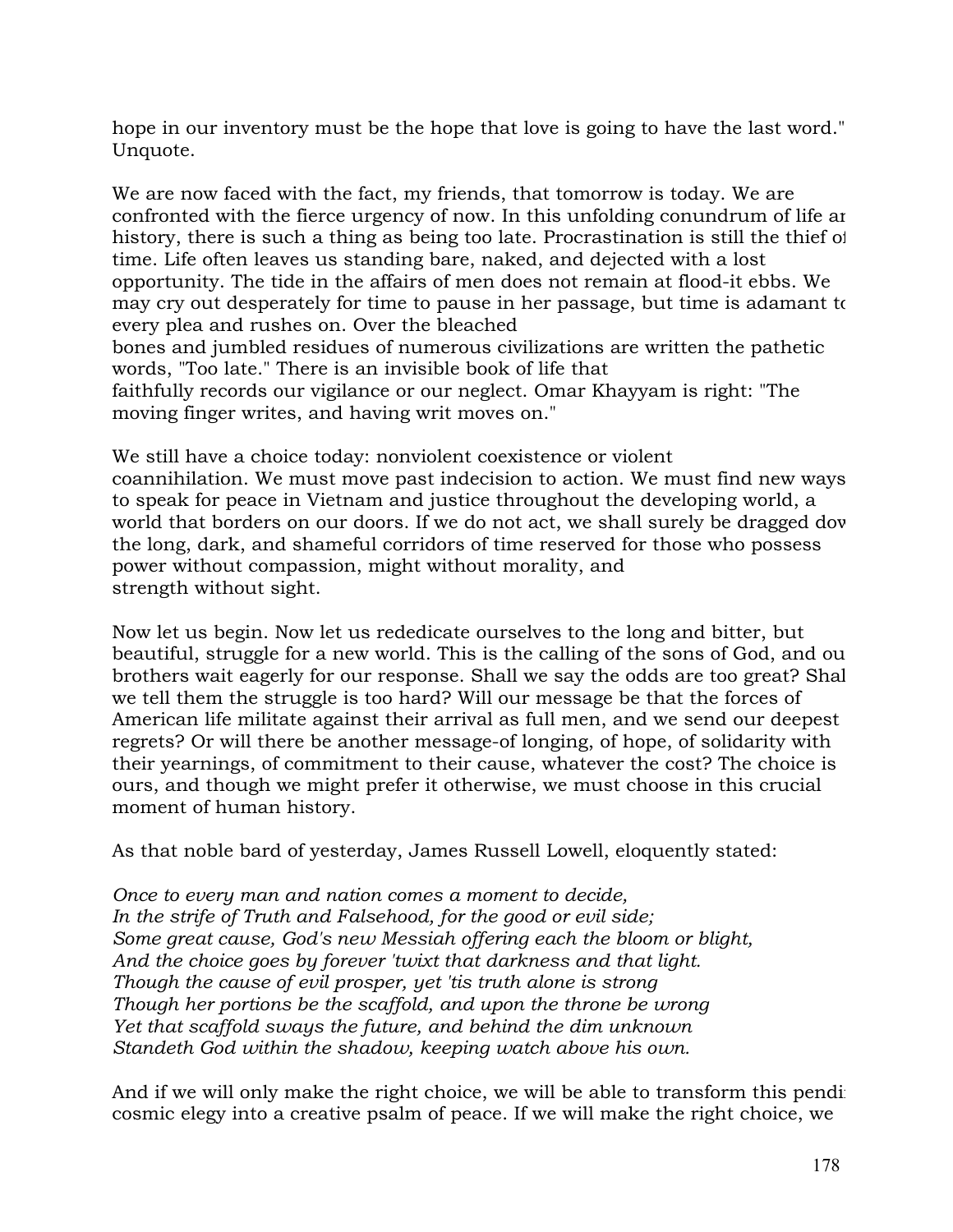hope in our inventory must be the hope that love is going to have the last word." Unquote.

We are now faced with the fact, my friends, that tomorrow is today. We are confronted with the fierce urgency of now. In this unfolding conundrum of life and history, there is such a thing as being too late. Procrastination is still the thief of time. Life often leaves us standing bare, naked, and dejected with a lost opportunity. The tide in the affairs of men does not remain at flood-it ebbs. We may cry out desperately for time to pause in her passage, but time is adamant to every plea and rushes on. Over the bleached bones and jumbled residues of numerous civilizations are written the pathetic words, "Too late." There is an invisible book of life that faithfully records our vigilance or our neglect. Omar Khayyam is right: "The moving finger writes, and having writ moves on."

We still have a choice today: nonviolent coexistence or violent coannihilation. We must move past indecision to action. We must find new ways to speak for peace in Vietnam and justice throughout the developing world, a world that borders on our doors. If we do not act, we shall surely be dragged down the long, dark, and shameful corridors of time reserved for those who possess power without compassion, might without morality, and strength without sight.

Now let us begin. Now let us rededicate ourselves to the long and bitter, but beautiful, struggle for a new world. This is the calling of the sons of God, and our brothers wait eagerly for our response. Shall we say the odds are too great? Shall we tell them the struggle is too hard? Will our message be that the forces of American life militate against their arrival as full men, and we send our deepest regrets? Or will there be another message-of longing, of hope, of solidarity with their yearnings, of commitment to their cause, whatever the cost? The choice is ours, and though we might prefer it otherwise, we must choose in this crucial moment of human history.

As that noble bard of yesterday, James Russell Lowell, eloquently stated:

*Once to every man and nation comes a moment to decide,*
*In the strife of Truth and Falsehood, for the good or evil side;*
*Some great cause, God's new Messiah offering each the bloom or blight,*
*And the choice goes by forever 'twixt that darkness and that light.*
*Though the cause of evil prosper, yet 'tis truth alone is strong*
*Though her portions be the scaffold, and upon the throne be wrong*
*Yet that scaffold sways the future, and behind the dim unknown*
*Standeth God within the shadow, keeping watch above his own.*

And if we will only make the right choice, we will be able to transform this pending cosmic elegy into a creative psalm of peace. If we will make the right choice, we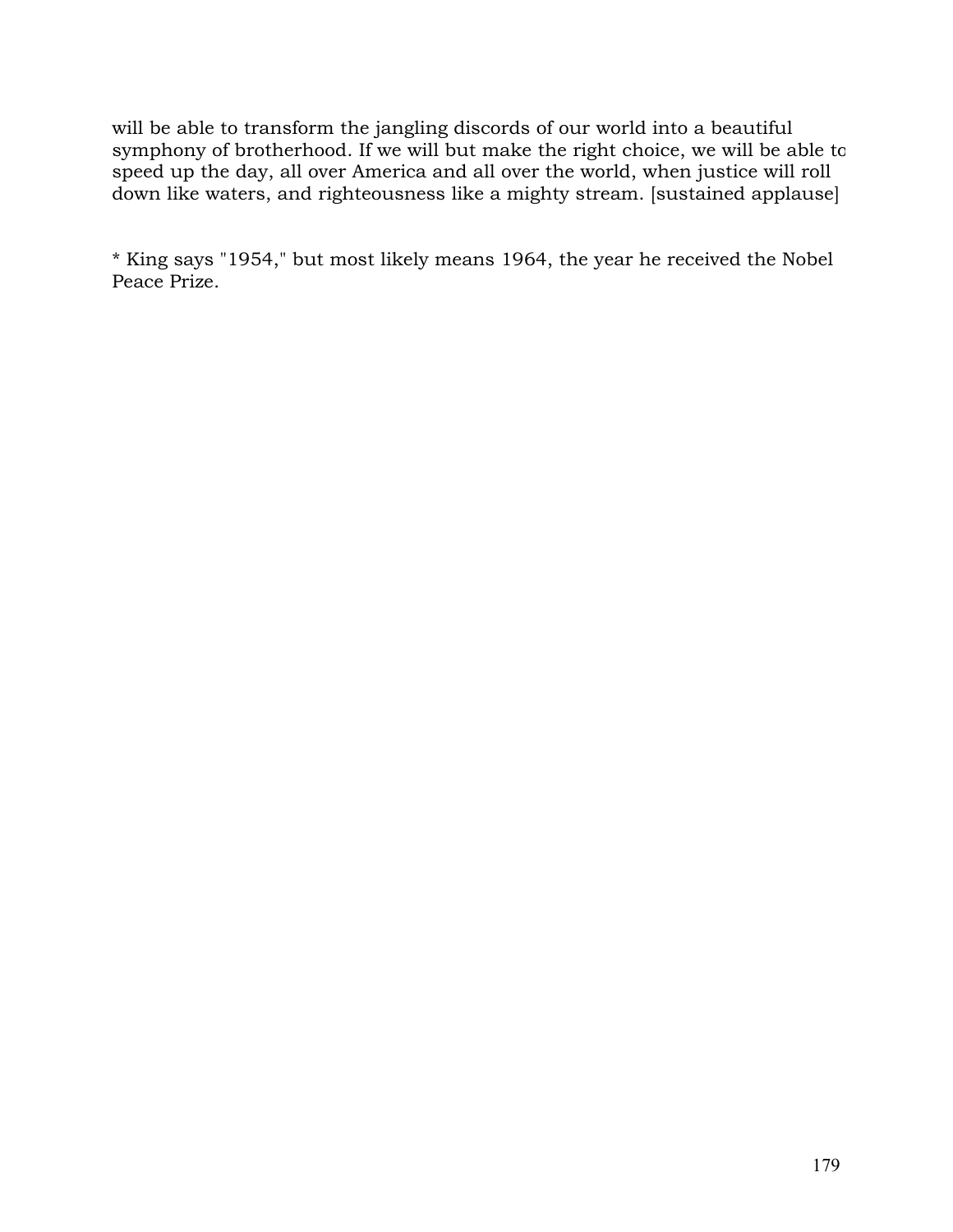will be able to transform the jangling discords of our world into a beautiful symphony of brotherhood. If we will but make the right choice, we will be able to speed up the day, all over America and all over the world, when justice will roll down like waters, and righteousness like a mighty stream. [sustained applause]

* King says "1954," but most likely means 1964, the year he received the Nobel Peace Prize.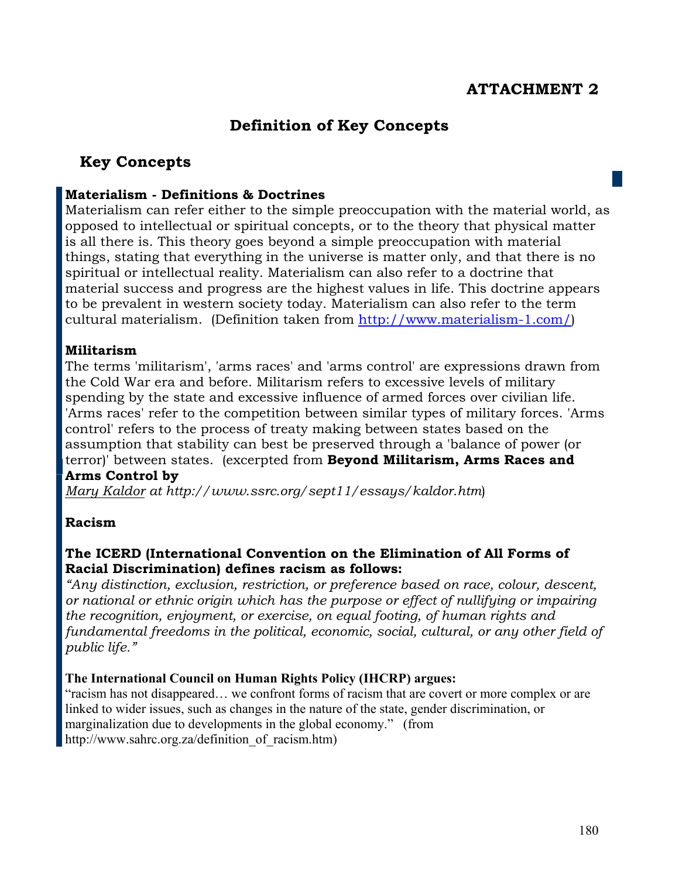# ATTACHMENT 2

## Definition of Key Concepts

## Key Concepts

**Materialism - Definitions & Doctrines**
Materialism can refer either to the simple preoccupation with the material world, as opposed to intellectual or spiritual concepts, or to the theory that physical matter is all there is. This theory goes beyond a simple preoccupation with material things, stating that everything in the universe is matter only, and that there is no spiritual or intellectual reality. Materialism can also refer to a doctrine that material success and progress are the highest values in life. This doctrine appears to be prevalent in western society today. Materialism can also refer to the term cultural materialism. (Definition taken from http://www.materialism-1.com/)

**Militarism**
The terms 'militarism', 'arms races' and 'arms control' are expressions drawn from the Cold War era and before. Militarism refers to excessive levels of military spending by the state and excessive influence of armed forces over civilian life. 'Arms races' refer to the competition between similar types of military forces. 'Arms control' refers to the process of treaty making between states based on the assumption that stability can best be preserved through a 'balance of power (or terror)' between states. (excerpted from **Beyond Militarism, Arms Races and Arms Control by**
*Mary Kaldor at http://www.ssrc.org/sept11/essays/kaldor.htm*)

**Racism**

**The ICERD (International Convention on the Elimination of All Forms of Racial Discrimination) defines racism as follows:**
*"Any distinction, exclusion, restriction, or preference based on race, colour, descent, or national or ethnic origin which has the purpose or effect of nullifying or impairing the recognition, enjoyment, or exercise, on equal footing, of human rights and fundamental freedoms in the political, economic, social, cultural, or any other field of public life."*

**The International Council on Human Rights Policy (IHCRP) argues:**
"racism has not disappeared… we confront forms of racism that are covert or more complex or are linked to wider issues, such as changes in the nature of the state, gender discrimination, or marginalization due to developments in the global economy." (from http://www.sahrc.org.za/definition_of_racism.htm)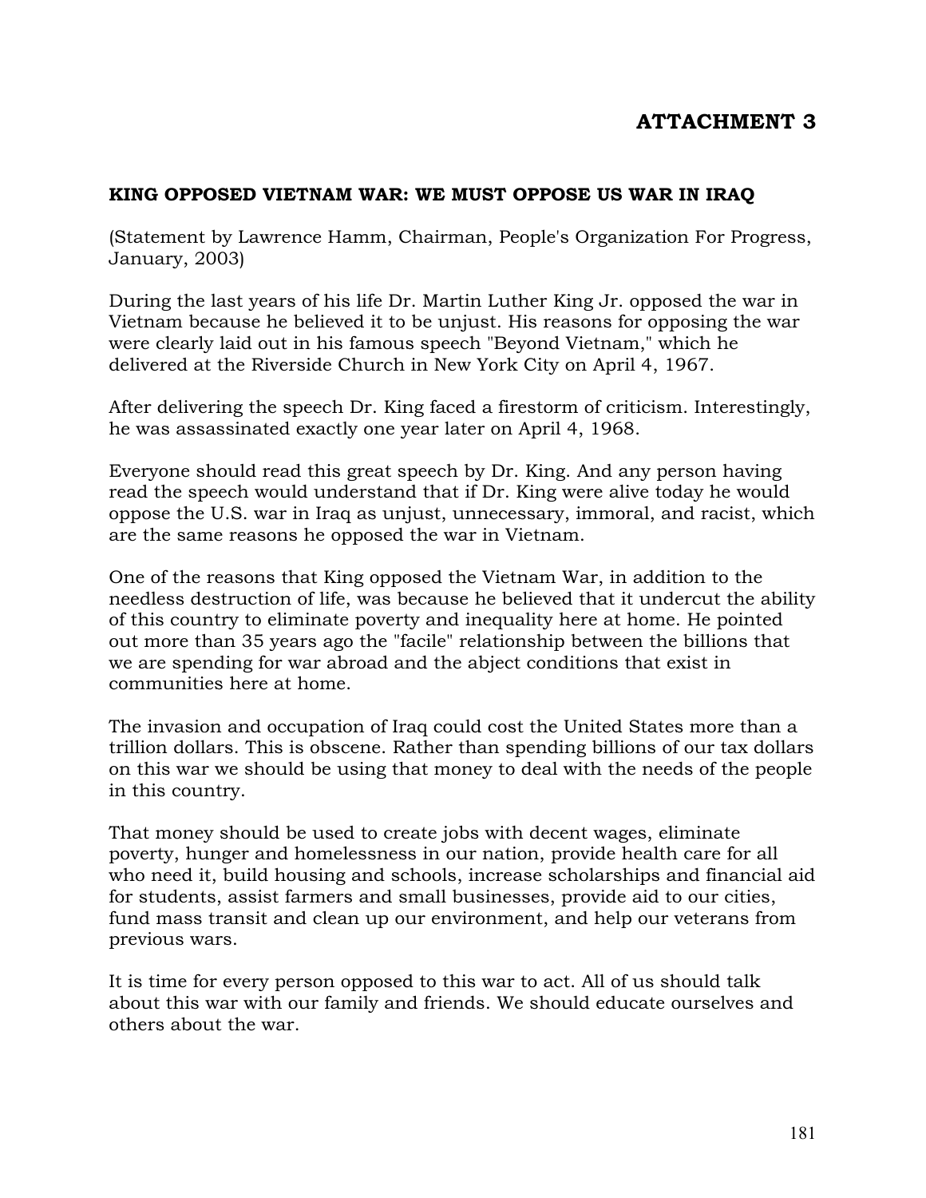# ATTACHMENT 3

**KING OPPOSED VIETNAM WAR: WE MUST OPPOSE US WAR IN IRAQ**

(Statement by Lawrence Hamm, Chairman, People's Organization For Progress, January, 2003)

During the last years of his life Dr. Martin Luther King Jr. opposed the war in Vietnam because he believed it to be unjust. His reasons for opposing the war were clearly laid out in his famous speech "Beyond Vietnam," which he delivered at the Riverside Church in New York City on April 4, 1967.

After delivering the speech Dr. King faced a firestorm of criticism. Interestingly, he was assassinated exactly one year later on April 4, 1968.

Everyone should read this great speech by Dr. King. And any person having read the speech would understand that if Dr. King were alive today he would oppose the U.S. war in Iraq as unjust, unnecessary, immoral, and racist, which are the same reasons he opposed the war in Vietnam.

One of the reasons that King opposed the Vietnam War, in addition to the needless destruction of life, was because he believed that it undercut the ability of this country to eliminate poverty and inequality here at home. He pointed out more than 35 years ago the "facile" relationship between the billions that we are spending for war abroad and the abject conditions that exist in communities here at home.

The invasion and occupation of Iraq could cost the United States more than a trillion dollars. This is obscene. Rather than spending billions of our tax dollars on this war we should be using that money to deal with the needs of the people in this country.

That money should be used to create jobs with decent wages, eliminate poverty, hunger and homelessness in our nation, provide health care for all who need it, build housing and schools, increase scholarships and financial aid for students, assist farmers and small businesses, provide aid to our cities, fund mass transit and clean up our environment, and help our veterans from previous wars.

It is time for every person opposed to this war to act. All of us should talk about this war with our family and friends. We should educate ourselves and others about the war.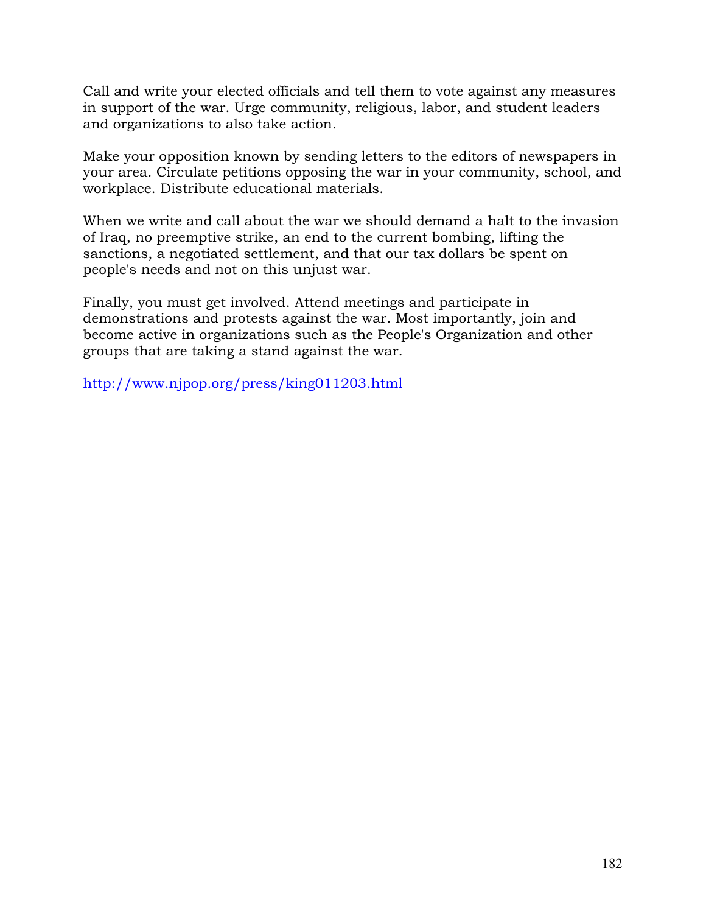Call and write your elected officials and tell them to vote against any measures in support of the war. Urge community, religious, labor, and student leaders and organizations to also take action.

Make your opposition known by sending letters to the editors of newspapers in your area. Circulate petitions opposing the war in your community, school, and workplace. Distribute educational materials.

When we write and call about the war we should demand a halt to the invasion of Iraq, no preemptive strike, an end to the current bombing, lifting the sanctions, a negotiated settlement, and that our tax dollars be spent on people's needs and not on this unjust war.

Finally, you must get involved. Attend meetings and participate in demonstrations and protests against the war. Most importantly, join and become active in organizations such as the People's Organization and other groups that are taking a stand against the war.

http://www.njpop.org/press/king011203.html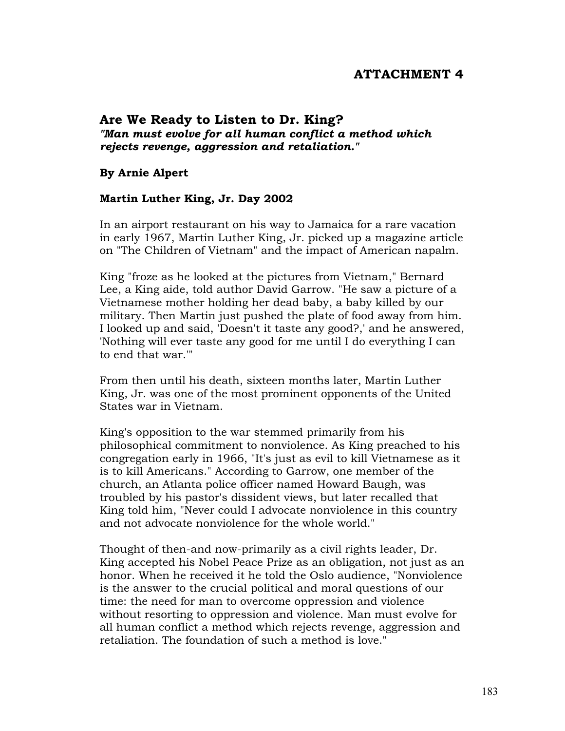# ATTACHMENT 4

## Are We Ready to Listen to Dr. King?

***"Man must evolve for all human conflict a method which rejects revenge, aggression and retaliation."***

**By Arnie Alpert**

**Martin Luther King, Jr. Day 2002**

In an airport restaurant on his way to Jamaica for a rare vacation in early 1967, Martin Luther King, Jr. picked up a magazine article on "The Children of Vietnam" and the impact of American napalm.

King "froze as he looked at the pictures from Vietnam," Bernard Lee, a King aide, told author David Garrow. "He saw a picture of a Vietnamese mother holding her dead baby, a baby killed by our military. Then Martin just pushed the plate of food away from him. I looked up and said, 'Doesn't it taste any good?,' and he answered, 'Nothing will ever taste any good for me until I do everything I can to end that war.'"

From then until his death, sixteen months later, Martin Luther King, Jr. was one of the most prominent opponents of the United States war in Vietnam.

King's opposition to the war stemmed primarily from his philosophical commitment to nonviolence. As King preached to his congregation early in 1966, "It's just as evil to kill Vietnamese as it is to kill Americans." According to Garrow, one member of the church, an Atlanta police officer named Howard Baugh, was troubled by his pastor's dissident views, but later recalled that King told him, "Never could I advocate nonviolence in this country and not advocate nonviolence for the whole world."

Thought of then-and now-primarily as a civil rights leader, Dr. King accepted his Nobel Peace Prize as an obligation, not just as an honor. When he received it he told the Oslo audience, "Nonviolence is the answer to the crucial political and moral questions of our time: the need for man to overcome oppression and violence without resorting to oppression and violence. Man must evolve for all human conflict a method which rejects revenge, aggression and retaliation. The foundation of such a method is love."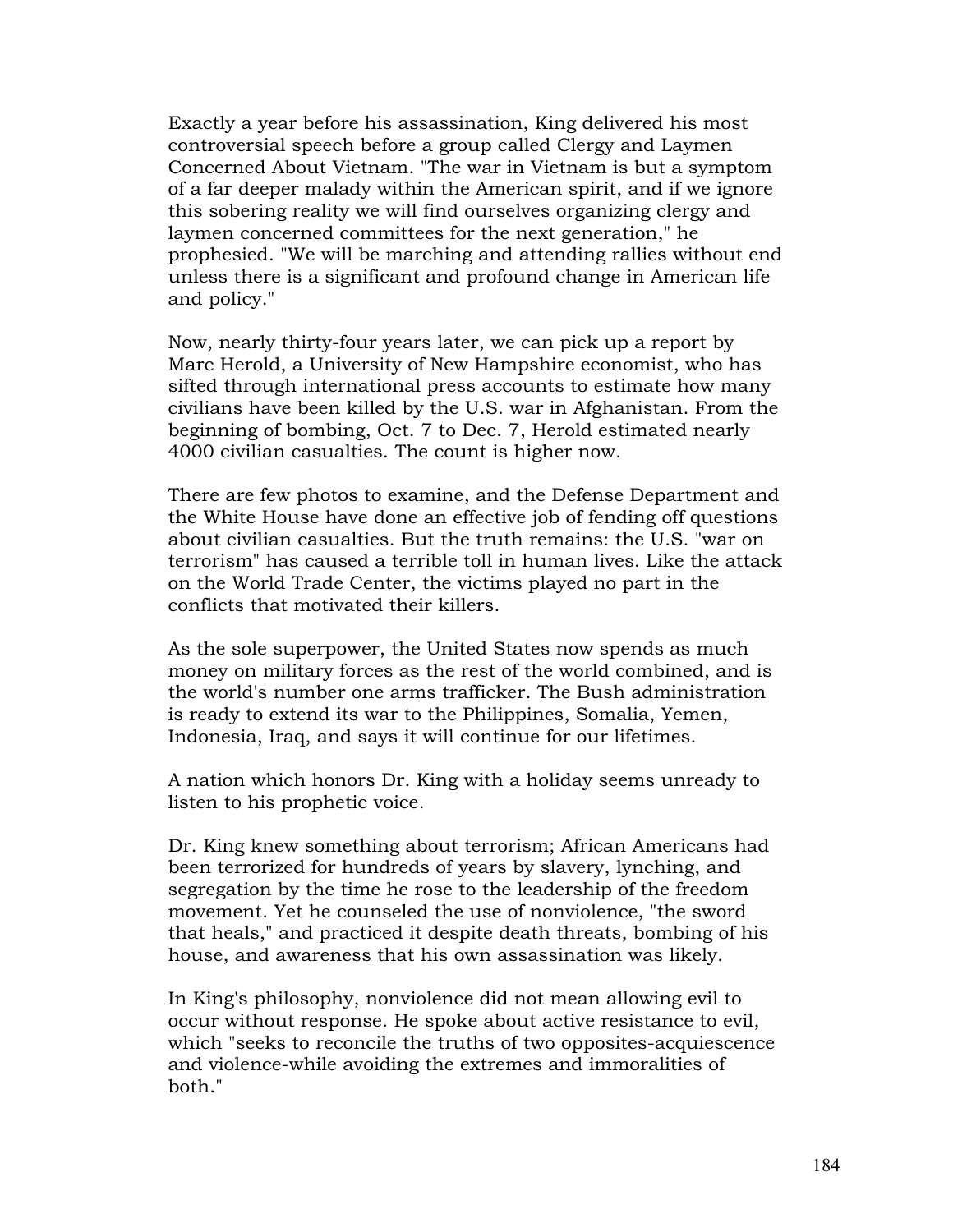Exactly a year before his assassination, King delivered his most controversial speech before a group called Clergy and Laymen Concerned About Vietnam. "The war in Vietnam is but a symptom of a far deeper malady within the American spirit, and if we ignore this sobering reality we will find ourselves organizing clergy and laymen concerned committees for the next generation," he prophesied. "We will be marching and attending rallies without end unless there is a significant and profound change in American life and policy."

Now, nearly thirty-four years later, we can pick up a report by Marc Herold, a University of New Hampshire economist, who has sifted through international press accounts to estimate how many civilians have been killed by the U.S. war in Afghanistan. From the beginning of bombing, Oct. 7 to Dec. 7, Herold estimated nearly 4000 civilian casualties. The count is higher now.

There are few photos to examine, and the Defense Department and the White House have done an effective job of fending off questions about civilian casualties. But the truth remains: the U.S. "war on terrorism" has caused a terrible toll in human lives. Like the attack on the World Trade Center, the victims played no part in the conflicts that motivated their killers.

As the sole superpower, the United States now spends as much money on military forces as the rest of the world combined, and is the world's number one arms trafficker. The Bush administration is ready to extend its war to the Philippines, Somalia, Yemen, Indonesia, Iraq, and says it will continue for our lifetimes.

A nation which honors Dr. King with a holiday seems unready to listen to his prophetic voice.

Dr. King knew something about terrorism; African Americans had been terrorized for hundreds of years by slavery, lynching, and segregation by the time he rose to the leadership of the freedom movement. Yet he counseled the use of nonviolence, "the sword that heals," and practiced it despite death threats, bombing of his house, and awareness that his own assassination was likely.

In King's philosophy, nonviolence did not mean allowing evil to occur without response. He spoke about active resistance to evil, which "seeks to reconcile the truths of two opposites-acquiescence and violence-while avoiding the extremes and immoralities of both."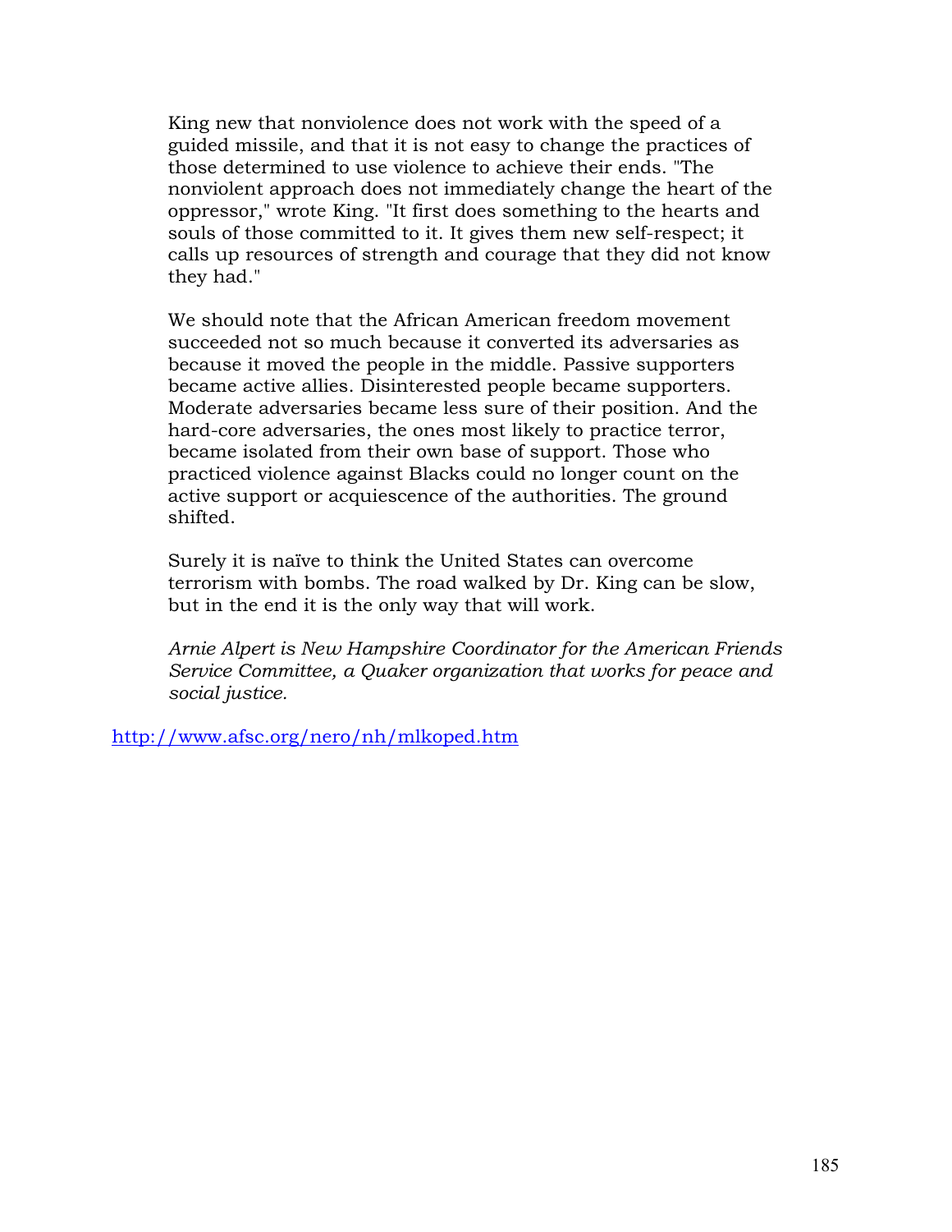King new that nonviolence does not work with the speed of a guided missile, and that it is not easy to change the practices of those determined to use violence to achieve their ends. "The nonviolent approach does not immediately change the heart of the oppressor," wrote King. "It first does something to the hearts and souls of those committed to it. It gives them new self-respect; it calls up resources of strength and courage that they did not know they had."

We should note that the African American freedom movement succeeded not so much because it converted its adversaries as because it moved the people in the middle. Passive supporters became active allies. Disinterested people became supporters. Moderate adversaries became less sure of their position. And the hard-core adversaries, the ones most likely to practice terror, became isolated from their own base of support. Those who practiced violence against Blacks could no longer count on the active support or acquiescence of the authorities. The ground shifted.

Surely it is naïve to think the United States can overcome terrorism with bombs. The road walked by Dr. King can be slow, but in the end it is the only way that will work.

*Arnie Alpert is New Hampshire Coordinator for the American Friends Service Committee, a Quaker organization that works for peace and social justice.*

http://www.afsc.org/nero/nh/mlkoped.htm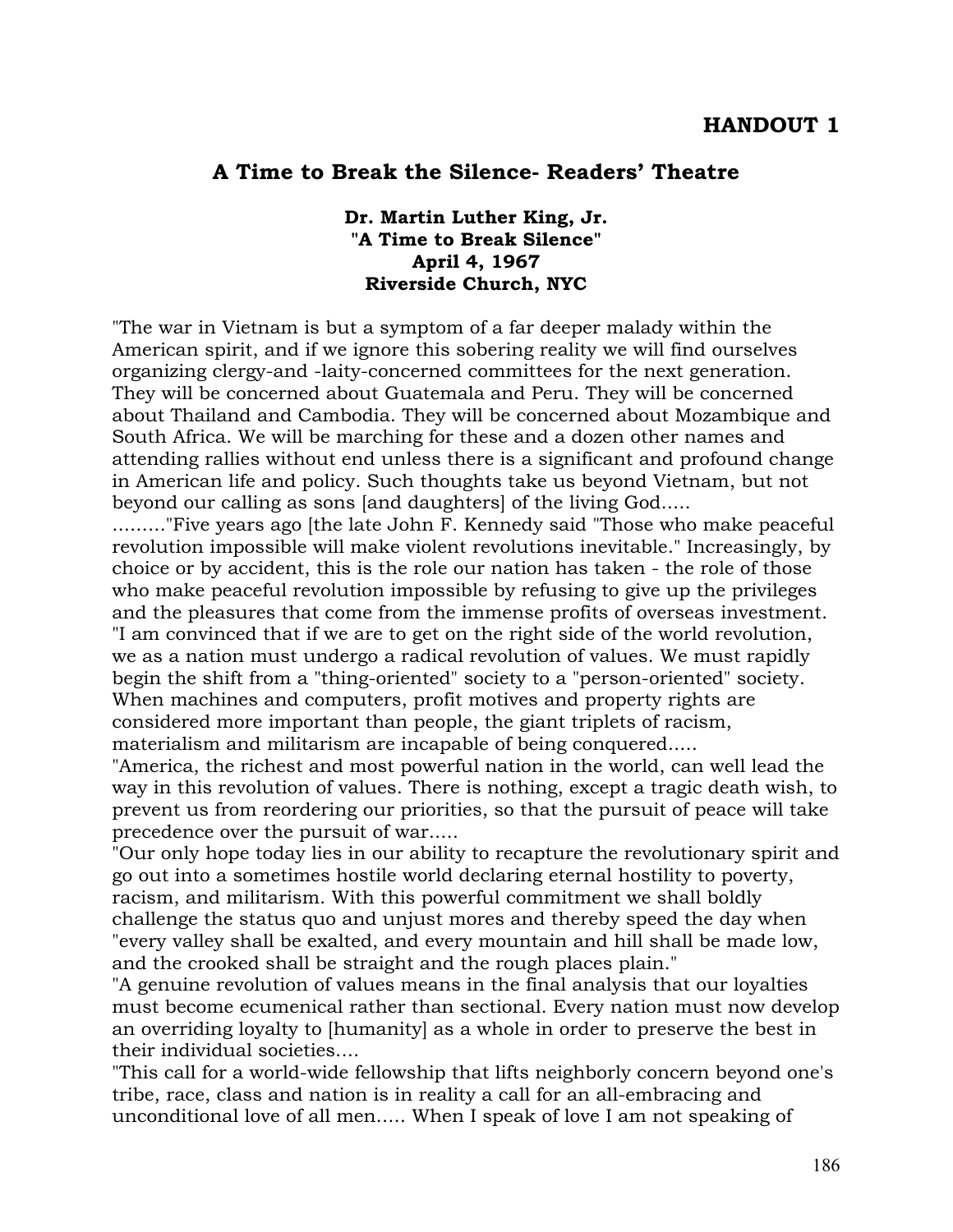## HANDOUT 1

### A Time to Break the Silence- Readers' Theatre

**Dr. Martin Luther King, Jr.**
**"A Time to Break Silence"**
**April 4, 1967**
**Riverside Church, NYC**

"The war in Vietnam is but a symptom of a far deeper malady within the American spirit, and if we ignore this sobering reality we will find ourselves organizing clergy-and -laity-concerned committees for the next generation. They will be concerned about Guatemala and Peru. They will be concerned about Thailand and Cambodia. They will be concerned about Mozambique and South Africa. We will be marching for these and a dozen other names and attending rallies without end unless there is a significant and profound change in American life and policy. Such thoughts take us beyond Vietnam, but not beyond our calling as sons [and daughters] of the living God.....

........."Five years ago [the late John F. Kennedy said "Those who make peaceful revolution impossible will make violent revolutions inevitable." Increasingly, by choice or by accident, this is the role our nation has taken - the role of those who make peaceful revolution impossible by refusing to give up the privileges and the pleasures that come from the immense profits of overseas investment.

"I am convinced that if we are to get on the right side of the world revolution, we as a nation must undergo a radical revolution of values. We must rapidly begin the shift from a "thing-oriented" society to a "person-oriented" society. When machines and computers, profit motives and property rights are considered more important than people, the giant triplets of racism, materialism and militarism are incapable of being conquered.....

"America, the richest and most powerful nation in the world, can well lead the way in this revolution of values. There is nothing, except a tragic death wish, to prevent us from reordering our priorities, so that the pursuit of peace will take precedence over the pursuit of war.....

"Our only hope today lies in our ability to recapture the revolutionary spirit and go out into a sometimes hostile world declaring eternal hostility to poverty, racism, and militarism. With this powerful commitment we shall boldly challenge the status quo and unjust mores and thereby speed the day when "every valley shall be exalted, and every mountain and hill shall be made low, and the crooked shall be straight and the rough places plain."

"A genuine revolution of values means in the final analysis that our loyalties must become ecumenical rather than sectional. Every nation must now develop an overriding loyalty to [humanity] as a whole in order to preserve the best in their individual societies....

"This call for a world-wide fellowship that lifts neighborly concern beyond one's tribe, race, class and nation is in reality a call for an all-embracing and unconditional love of all men..... When I speak of love I am not speaking of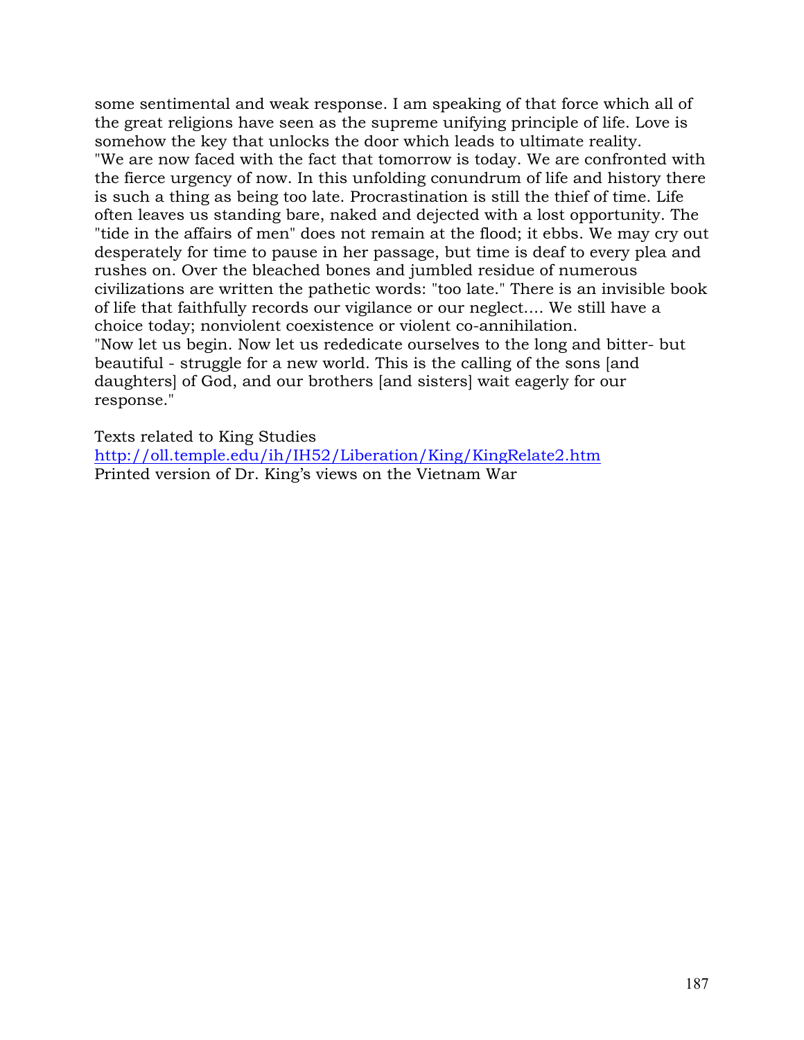some sentimental and weak response. I am speaking of that force which all of the great religions have seen as the supreme unifying principle of life. Love is somehow the key that unlocks the door which leads to ultimate reality.

"We are now faced with the fact that tomorrow is today. We are confronted with the fierce urgency of now. In this unfolding conundrum of life and history there is such a thing as being too late. Procrastination is still the thief of time. Life often leaves us standing bare, naked and dejected with a lost opportunity. The "tide in the affairs of men" does not remain at the flood; it ebbs. We may cry out desperately for time to pause in her passage, but time is deaf to every plea and rushes on. Over the bleached bones and jumbled residue of numerous civilizations are written the pathetic words: "too late." There is an invisible book of life that faithfully records our vigilance or our neglect.... We still have a choice today; nonviolent coexistence or violent co-annihilation.

"Now let us begin. Now let us rededicate ourselves to the long and bitter- but beautiful - struggle for a new world. This is the calling of the sons [and daughters] of God, and our brothers [and sisters] wait eagerly for our response."

Texts related to King Studies
http://oll.temple.edu/ih/IH52/Liberation/King/KingRelate2.htm
Printed version of Dr. King's views on the Vietnam War